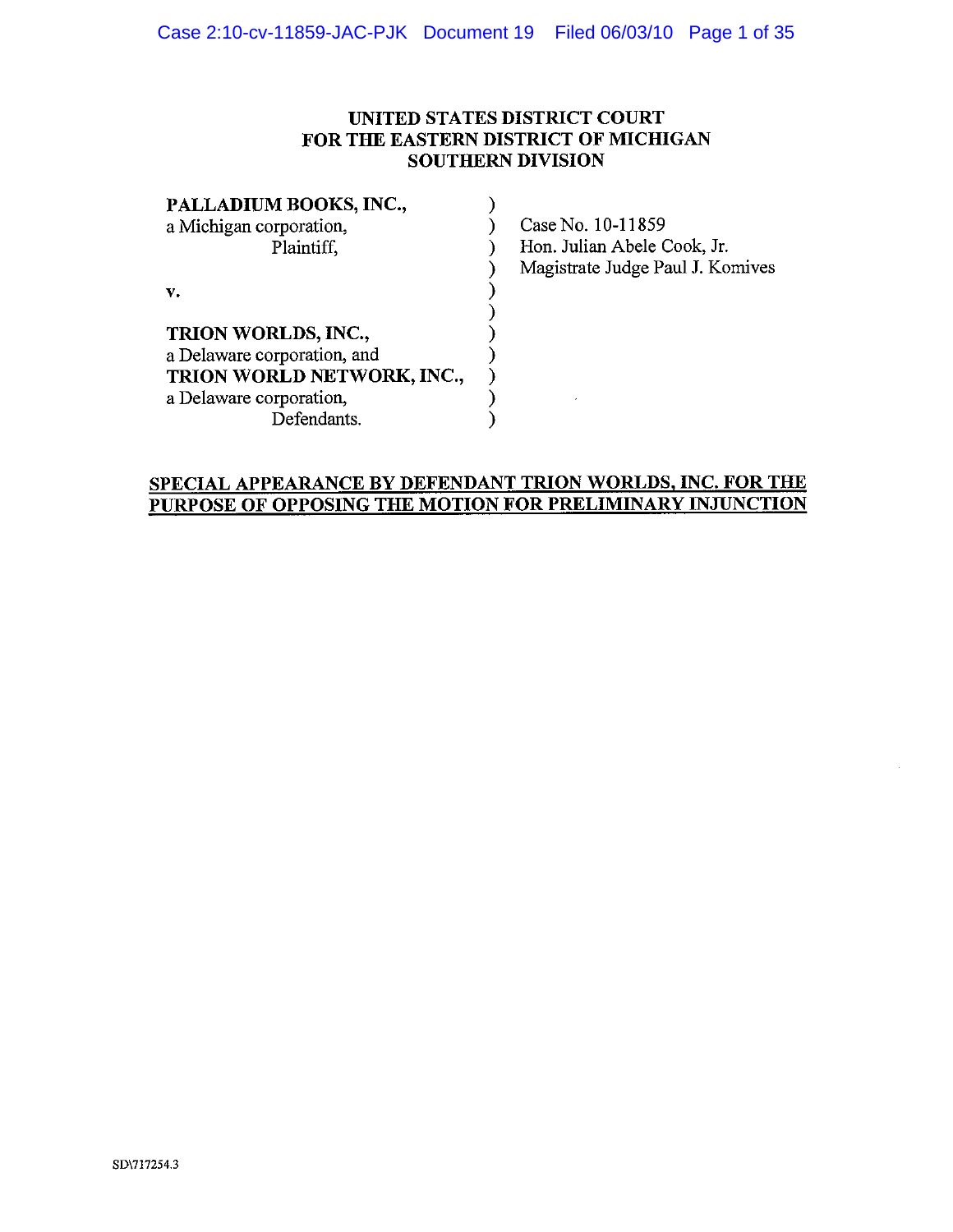UNITED STATES DISTRICT COURT
FOR THE EASTERN DISTRICT OF MICHIGAN
SOUTHERN DIVISION

| | | |
|---|---|---|
| **PALLADIUM BOOKS, INC.,**<br>a Michigan corporation,<br>Plaintiff, | ) | Case No. 10-11859<br>Hon. Julian Abele Cook, Jr.<br>Magistrate Judge Paul J. Komives |
| **v.** | ) | |
| **TRION WORLDS, INC.,**<br>a Delaware corporation, and<br>**TRION WORLD NETWORK, INC.,**<br>a Delaware corporation,<br>Defendants. | ) | |

**SPECIAL APPEARANCE BY DEFENDANT TRION WORLDS, INC. FOR THE PURPOSE OF OPPOSING THE MOTION FOR PRELIMINARY INJUNCTION**

SD\717254.3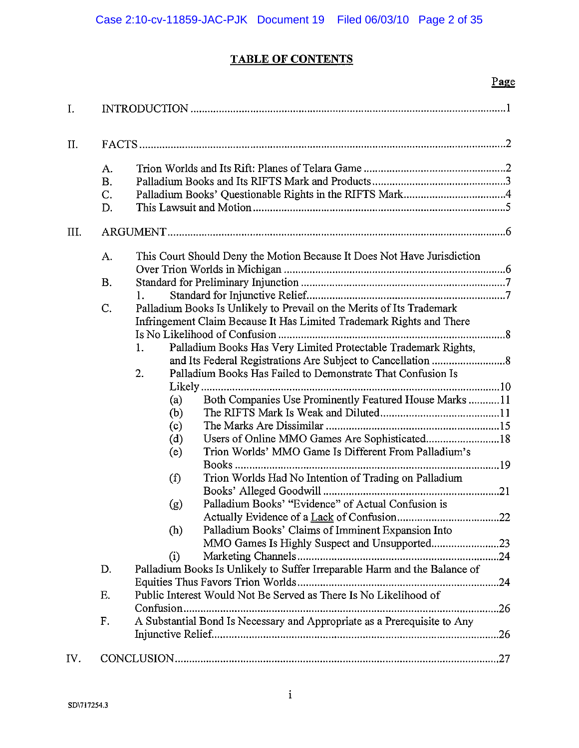# TABLE OF CONTENTS

Page

I. INTRODUCTION ....1

II. FACTS ....2

- A. Trion Worlds and Its Rift: Planes of Telara Game ....2
- B. Palladium Books and Its RIFTS Mark and Products ....3
- C. Palladium Books' Questionable Rights in the RIFTS Mark ....4
- D. This Lawsuit and Motion ....5

III. ARGUMENT ....6

- A. This Court Should Deny the Motion Because It Does Not Have Jurisdiction Over Trion Worlds in Michigan ....6
- B. Standard for Preliminary Injunction ....7
  - 1. Standard for Injunctive Relief ....7
- C. Palladium Books Is Unlikely to Prevail on the Merits of Its Trademark Infringement Claim Because It Has Limited Trademark Rights and There Is No Likelihood of Confusion ....8
  - 1. Palladium Books Has Very Limited Protectable Trademark Rights, and Its Federal Registrations Are Subject to Cancellation ....8
  - 2. Palladium Books Has Failed to Demonstrate That Confusion Is Likely ....10
    - (a) Both Companies Use Prominently Featured House Marks ....11
    - (b) The RIFTS Mark Is Weak and Diluted ....11
    - (c) The Marks Are Dissimilar ....15
    - (d) Users of Online MMO Games Are Sophisticated ....18
    - (e) Trion Worlds' MMO Game Is Different From Palladium's Books ....19
    - (f) Trion Worlds Had No Intention of Trading on Palladium Books' Alleged Goodwill ....21
    - (g) Palladium Books' "Evidence" of Actual Confusion is Actually Evidence of a Lack of Confusion ....22
    - (h) Palladium Books' Claims of Imminent Expansion Into MMO Games Is Highly Suspect and Unsupported ....23
    - (i) Marketing Channels ....24
- D. Palladium Books Is Unlikely to Suffer Irreparable Harm and the Balance of Equities Thus Favors Trion Worlds ....24
- E. Public Interest Would Not Be Served as There Is No Likelihood of Confusion ....26
- F. A Substantial Bond Is Necessary and Appropriate as a Prerequisite to Any Injunctive Relief ....26

IV. CONCLUSION ....27

SD\717254.3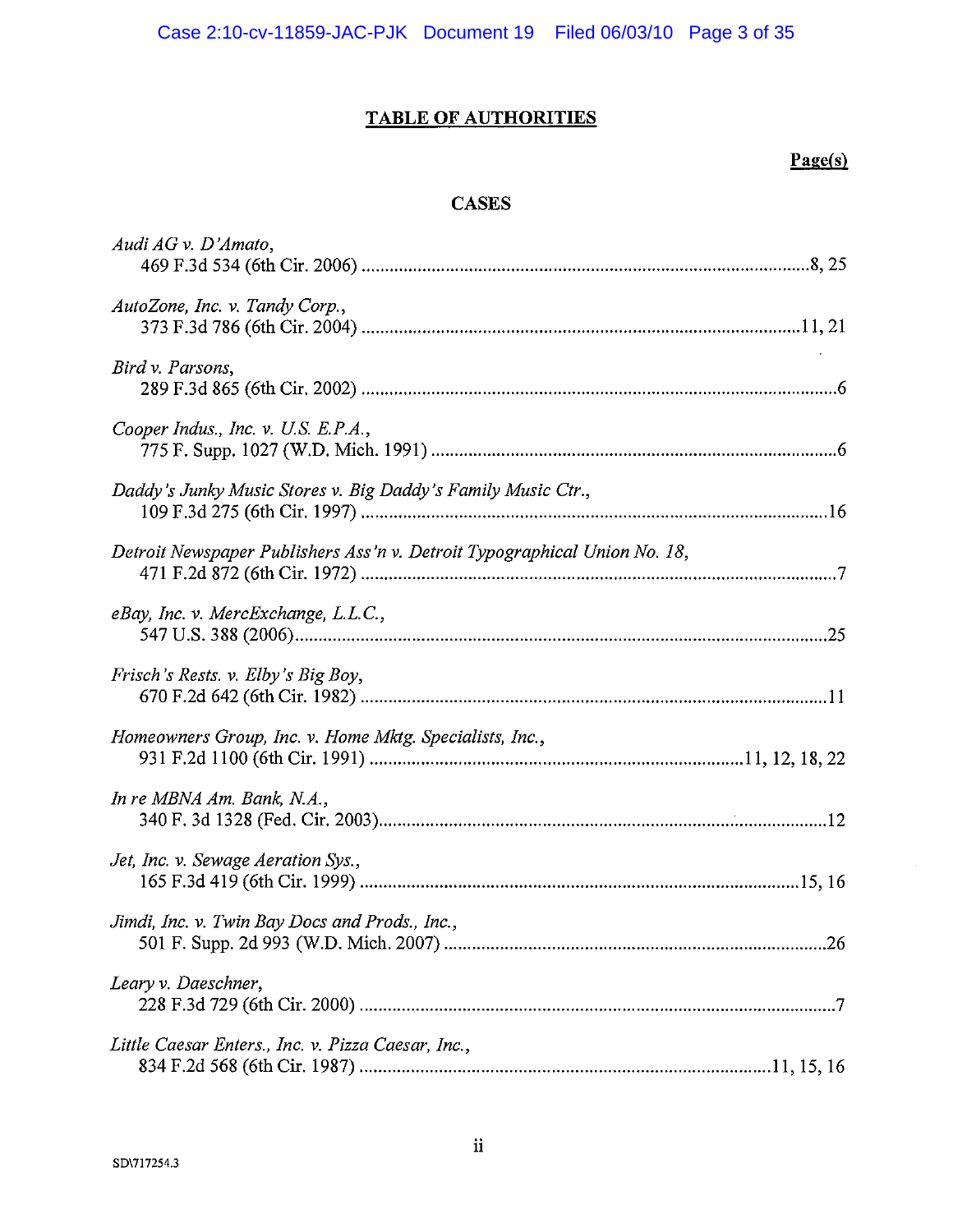## TABLE OF AUTHORITIES

**Page(s)**

### CASES

*Audi AG v. D'Amato*,
469 F.3d 534 (6th Cir. 2006) ........................................................................................8, 25

*AutoZone, Inc. v. Tandy Corp.*,
373 F.3d 786 (6th Cir. 2004) ......................................................................................11, 21

*Bird v. Parsons*,
289 F.3d 865 (6th Cir. 2002) ..............................................................................................6

*Cooper Indus., Inc. v. U.S. E.P.A.*,
775 F. Supp. 1027 (W.D. Mich. 1991) ...............................................................................6

*Daddy's Junky Music Stores v. Big Daddy's Family Music Ctr.*,
109 F.3d 275 (6th Cir. 1997) ............................................................................................16

*Detroit Newspaper Publishers Ass'n v. Detroit Typographical Union No. 18*,
471 F.2d 872 (6th Cir. 1972) ..............................................................................................7

*eBay, Inc. v. MercExchange, L.L.C.*,
547 U.S. 388 (2006).........................................................................................................25

*Frisch's Rests. v. Elby's Big Boy*,
670 F.2d 642 (6th Cir. 1982) ............................................................................................11

*Homeowners Group, Inc. v. Home Mktg. Specialists, Inc.*,
931 F.2d 1100 (6th Cir. 1991) ........................................................................11, 12, 18, 22

*In re MBNA Am. Bank, N.A.*,
340 F. 3d 1328 (Fed. Cir. 2003).......................................................................................12

*Jet, Inc. v. Sewage Aeration Sys.*,
165 F.3d 419 (6th Cir. 1999) ......................................................................................15, 16

*Jimdi, Inc. v. Twin Bay Docs and Prods., Inc.*,
501 F. Supp. 2d 993 (W.D. Mich. 2007) ..........................................................................26

*Leary v. Daeschner*,
228 F.3d 729 (6th Cir. 2000) ..............................................................................................7

*Little Caesar Enters., Inc. v. Pizza Caesar, Inc.*,
834 F.2d 568 (6th Cir. 1987) ................................................................................11, 15, 16

SD\717254.3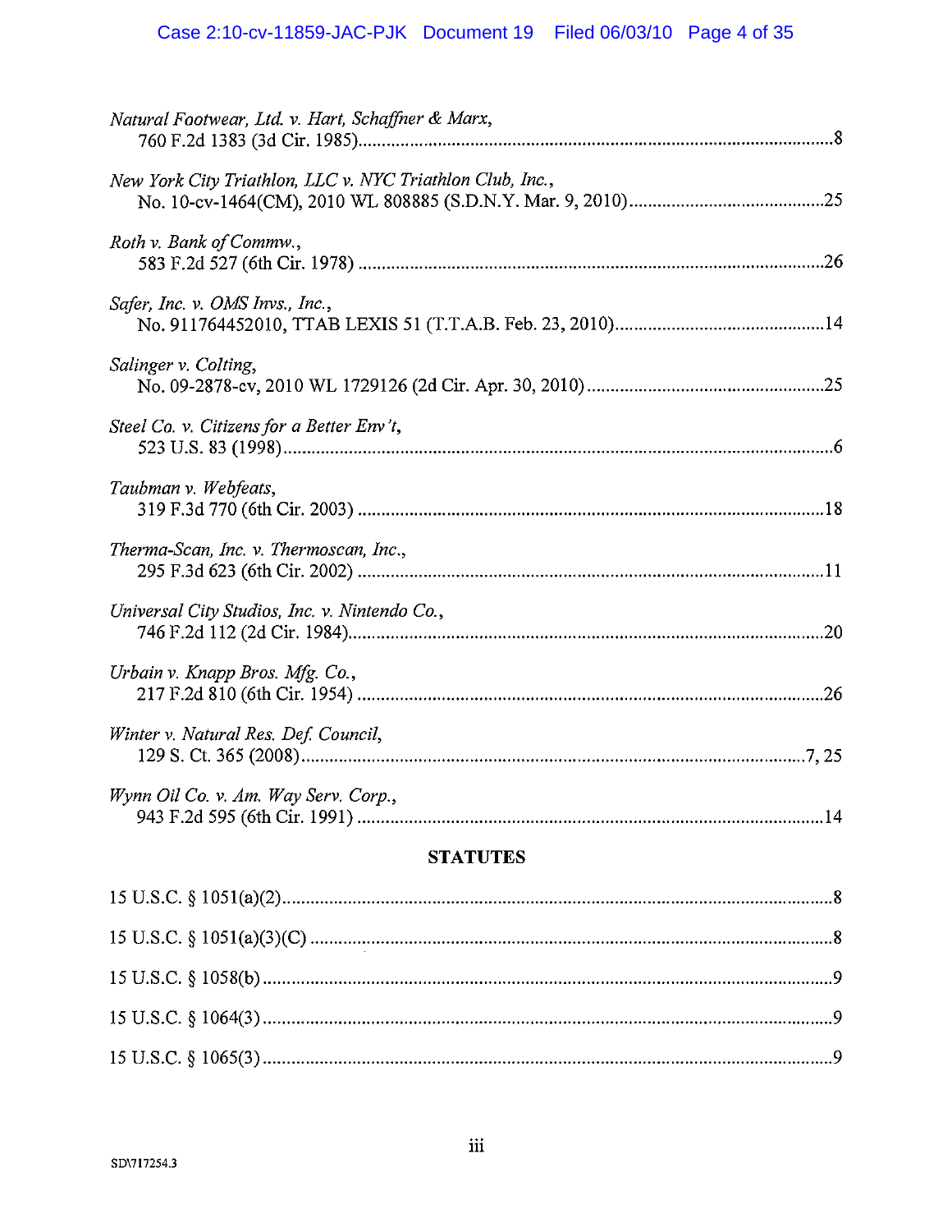*Natural Footwear, Ltd. v. Hart, Schaffner & Marx*,
760 F.2d 1383 (3d Cir. 1985)....................................................................................................8

*New York City Triathlon, LLC v. NYC Triathlon Club, Inc.*,
No. 10-cv-1464(CM), 2010 WL 808885 (S.D.N.Y. Mar. 9, 2010)..........................................25

*Roth v. Bank of Commw.*,
583 F.2d 527 (6th Cir. 1978) ..................................................................................................26

*Safer, Inc. v. OMS Invs., Inc.*,
No. 911764452010, TTAB LEXIS 51 (T.T.A.B. Feb. 23, 2010).............................................14

*Salinger v. Colting*,
No. 09-2878-cv, 2010 WL 1729126 (2d Cir. Apr. 30, 2010)..................................................25

*Steel Co. v. Citizens for a Better Env't*,
523 U.S. 83 (1998)....................................................................................................................6

*Taubman v. Webfeats*,
319 F.3d 770 (6th Cir. 2003) ..................................................................................................18

*Therma-Scan, Inc. v. Thermoscan, Inc.*,
295 F.3d 623 (6th Cir. 2002) ..................................................................................................11

*Universal City Studios, Inc. v. Nintendo Co.*,
746 F.2d 112 (2d Cir. 1984)....................................................................................................20

*Urbain v. Knapp Bros. Mfg. Co.*,
217 F.2d 810 (6th Cir. 1954) ..................................................................................................26

*Winter v. Natural Res. Def. Council*,
129 S. Ct. 365 (2008)...........................................................................................................7, 25

*Wynn Oil Co. v. Am. Way Serv. Corp.*,
943 F.2d 595 (6th Cir. 1991) ..................................................................................................14

## STATUTES

15 U.S.C. § 1051(a)(2)....................................................................................................................8

15 U.S.C. § 1051(a)(3)(C) ..............................................................................................................8

15 U.S.C. § 1058(b)........................................................................................................................9

15 U.S.C. § 1064(3)........................................................................................................................9

15 U.S.C. § 1065(3)........................................................................................................................9

SD\717254.3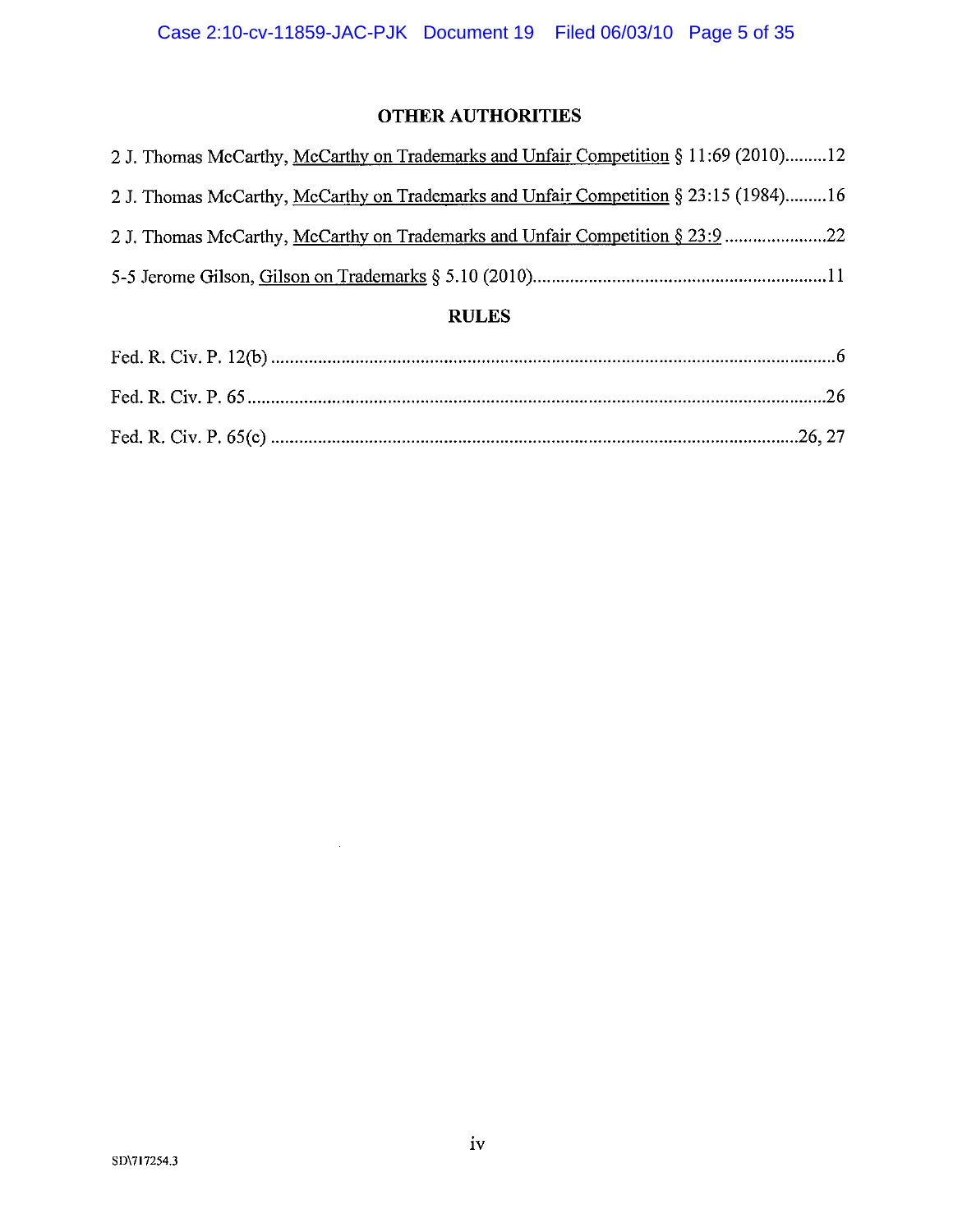## OTHER AUTHORITIES

2 J. Thomas McCarthy, McCarthy on Trademarks and Unfair Competition § 11:69 (2010).........12

2 J. Thomas McCarthy, McCarthy on Trademarks and Unfair Competition § 23:15 (1984).........16

2 J. Thomas McCarthy, McCarthy on Trademarks and Unfair Competition § 23:9 ......................22

5-5 Jerome Gilson, Gilson on Trademarks § 5.10 (2010)..............................................................11

## RULES

Fed. R. Civ. P. 12(b) .........................................................................................................................6

Fed. R. Civ. P. 65 ............................................................................................................................26

Fed. R. Civ. P. 65(c) ..................................................................................................................26, 27

SD\717254.3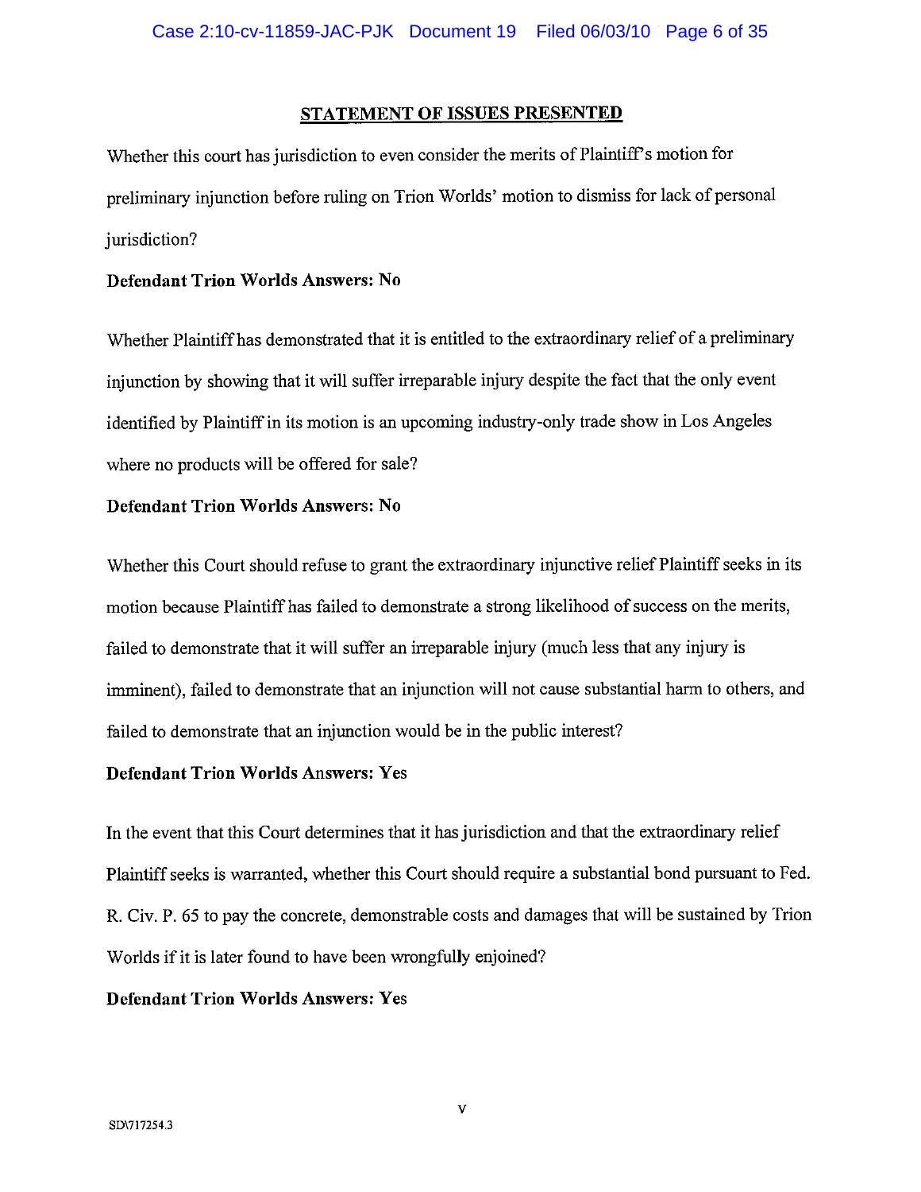## STATEMENT OF ISSUES PRESENTED

Whether this court has jurisdiction to even consider the merits of Plaintiff's motion for preliminary injunction before ruling on Trion Worlds' motion to dismiss for lack of personal jurisdiction?

**Defendant Trion Worlds Answers: No**

Whether Plaintiff has demonstrated that it is entitled to the extraordinary relief of a preliminary injunction by showing that it will suffer irreparable injury despite the fact that the only event identified by Plaintiff in its motion is an upcoming industry-only trade show in Los Angeles where no products will be offered for sale?

**Defendant Trion Worlds Answers: No**

Whether this Court should refuse to grant the extraordinary injunctive relief Plaintiff seeks in its motion because Plaintiff has failed to demonstrate a strong likelihood of success on the merits, failed to demonstrate that it will suffer an irreparable injury (much less that any injury is imminent), failed to demonstrate that an injunction will not cause substantial harm to others, and failed to demonstrate that an injunction would be in the public interest?

**Defendant Trion Worlds Answers: Yes**

In the event that this Court determines that it has jurisdiction and that the extraordinary relief Plaintiff seeks is warranted, whether this Court should require a substantial bond pursuant to Fed. R. Civ. P. 65 to pay the concrete, demonstrable costs and damages that will be sustained by Trion Worlds if it is later found to have been wrongfully enjoined?

**Defendant Trion Worlds Answers: Yes**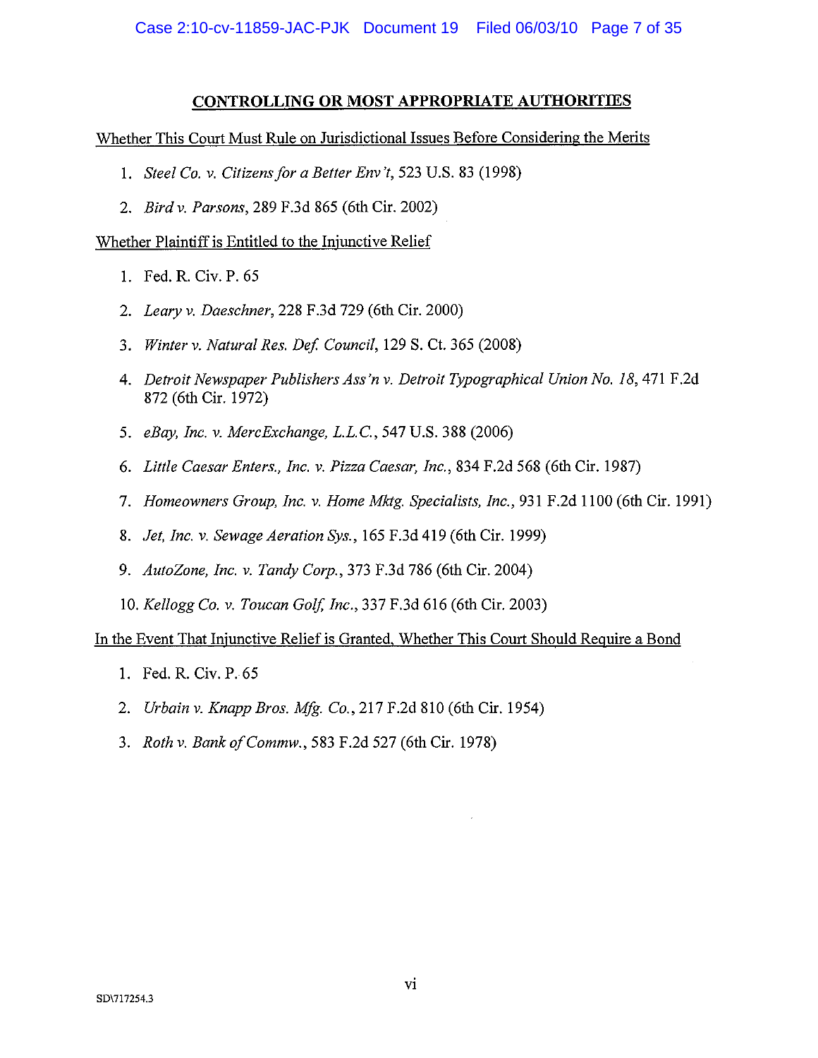## CONTROLLING OR MOST APPROPRIATE AUTHORITIES

Whether This Court Must Rule on Jurisdictional Issues Before Considering the Merits

1. *Steel Co. v. Citizens for a Better Env't*, 523 U.S. 83 (1998)
2. *Bird v. Parsons*, 289 F.3d 865 (6th Cir. 2002)

Whether Plaintiff is Entitled to the Injunctive Relief

1. Fed. R. Civ. P. 65
2. *Leary v. Daeschner*, 228 F.3d 729 (6th Cir. 2000)
3. *Winter v. Natural Res. Def. Council*, 129 S. Ct. 365 (2008)
4. *Detroit Newspaper Publishers Ass'n v. Detroit Typographical Union No. 18*, 471 F.2d 872 (6th Cir. 1972)
5. *eBay, Inc. v. MercExchange, L.L.C.*, 547 U.S. 388 (2006)
6. *Little Caesar Enters., Inc. v. Pizza Caesar, Inc.*, 834 F.2d 568 (6th Cir. 1987)
7. *Homeowners Group, Inc. v. Home Mktg. Specialists, Inc.*, 931 F.2d 1100 (6th Cir. 1991)
8. *Jet, Inc. v. Sewage Aeration Sys.*, 165 F.3d 419 (6th Cir. 1999)
9. *AutoZone, Inc. v. Tandy Corp.*, 373 F.3d 786 (6th Cir. 2004)
10. *Kellogg Co. v. Toucan Golf, Inc.*, 337 F.3d 616 (6th Cir. 2003)

In the Event That Injunctive Relief is Granted, Whether This Court Should Require a Bond

1. Fed. R. Civ. P. 65
2. *Urbain v. Knapp Bros. Mfg. Co.*, 217 F.2d 810 (6th Cir. 1954)
3. *Roth v. Bank of Commw.*, 583 F.2d 527 (6th Cir. 1978)

SD\717254.3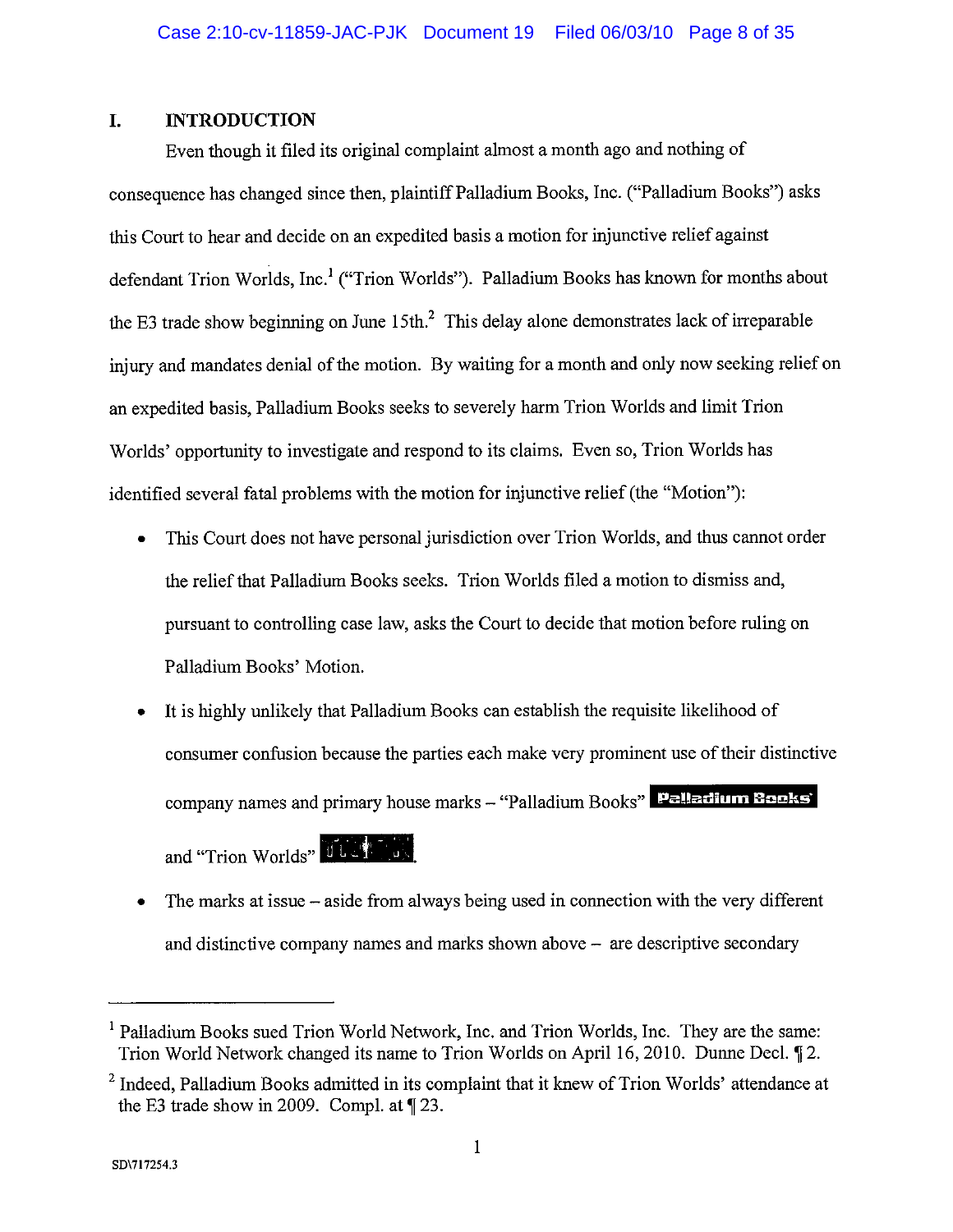## I. INTRODUCTION

Even though it filed its original complaint almost a month ago and nothing of consequence has changed since then, plaintiff Palladium Books, Inc. ("Palladium Books") asks this Court to hear and decide on an expedited basis a motion for injunctive relief against defendant Trion Worlds, Inc.[1] ("Trion Worlds"). Palladium Books has known for months about the E3 trade show beginning on June 15th.[2] This delay alone demonstrates lack of irreparable injury and mandates denial of the motion. By waiting for a month and only now seeking relief on an expedited basis, Palladium Books seeks to severely harm Trion Worlds and limit Trion Worlds' opportunity to investigate and respond to its claims. Even so, Trion Worlds has identified several fatal problems with the motion for injunctive relief (the "Motion"):

- This Court does not have personal jurisdiction over Trion Worlds, and thus cannot order the relief that Palladium Books seeks. Trion Worlds filed a motion to dismiss and, pursuant to controlling case law, asks the Court to decide that motion before ruling on Palladium Books' Motion.
- It is highly unlikely that Palladium Books can establish the requisite likelihood of consumer confusion because the parties each make very prominent use of their distinctive company names and primary house marks – "Palladium Books" Palladium Books and "Trion Worlds" .
- The marks at issue – aside from always being used in connection with the very different and distinctive company names and marks shown above – are descriptive secondary

---

[1] Palladium Books sued Trion World Network, Inc. and Trion Worlds, Inc. They are the same: Trion World Network changed its name to Trion Worlds on April 16, 2010. Dunne Decl. ¶ 2.

[2] Indeed, Palladium Books admitted in its complaint that it knew of Trion Worlds' attendance at the E3 trade show in 2009. Compl. at ¶ 23.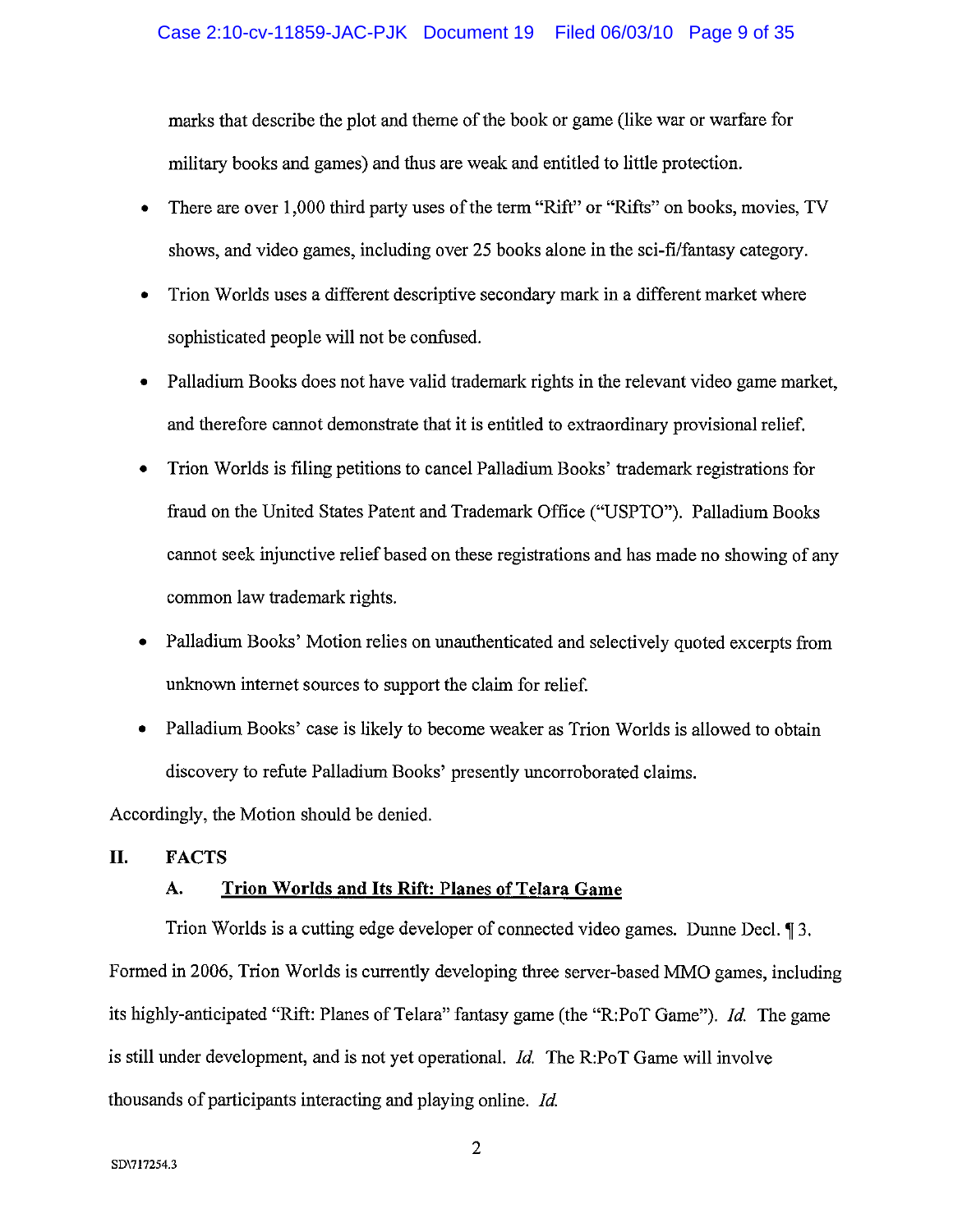marks that describe the plot and theme of the book or game (like war or warfare for military books and games) and thus are weak and entitled to little protection.

- There are over 1,000 third party uses of the term "Rift" or "Rifts" on books, movies, TV shows, and video games, including over 25 books alone in the sci-fi/fantasy category.
- Trion Worlds uses a different descriptive secondary mark in a different market where sophisticated people will not be confused.
- Palladium Books does not have valid trademark rights in the relevant video game market, and therefore cannot demonstrate that it is entitled to extraordinary provisional relief.
- Trion Worlds is filing petitions to cancel Palladium Books' trademark registrations for fraud on the United States Patent and Trademark Office ("USPTO"). Palladium Books cannot seek injunctive relief based on these registrations and has made no showing of any common law trademark rights.
- Palladium Books' Motion relies on unauthenticated and selectively quoted excerpts from unknown internet sources to support the claim for relief.
- Palladium Books' case is likely to become weaker as Trion Worlds is allowed to obtain discovery to refute Palladium Books' presently uncorroborated claims.

Accordingly, the Motion should be denied.

## II. FACTS

### A. Trion Worlds and Its Rift: Planes of Telara Game

Trion Worlds is a cutting edge developer of connected video games. Dunne Decl. ¶ 3. Formed in 2006, Trion Worlds is currently developing three server-based MMO games, including its highly-anticipated "Rift: Planes of Telara" fantasy game (the "R:PoT Game"). *Id.* The game is still under development, and is not yet operational. *Id.* The R:PoT Game will involve thousands of participants interacting and playing online. *Id.*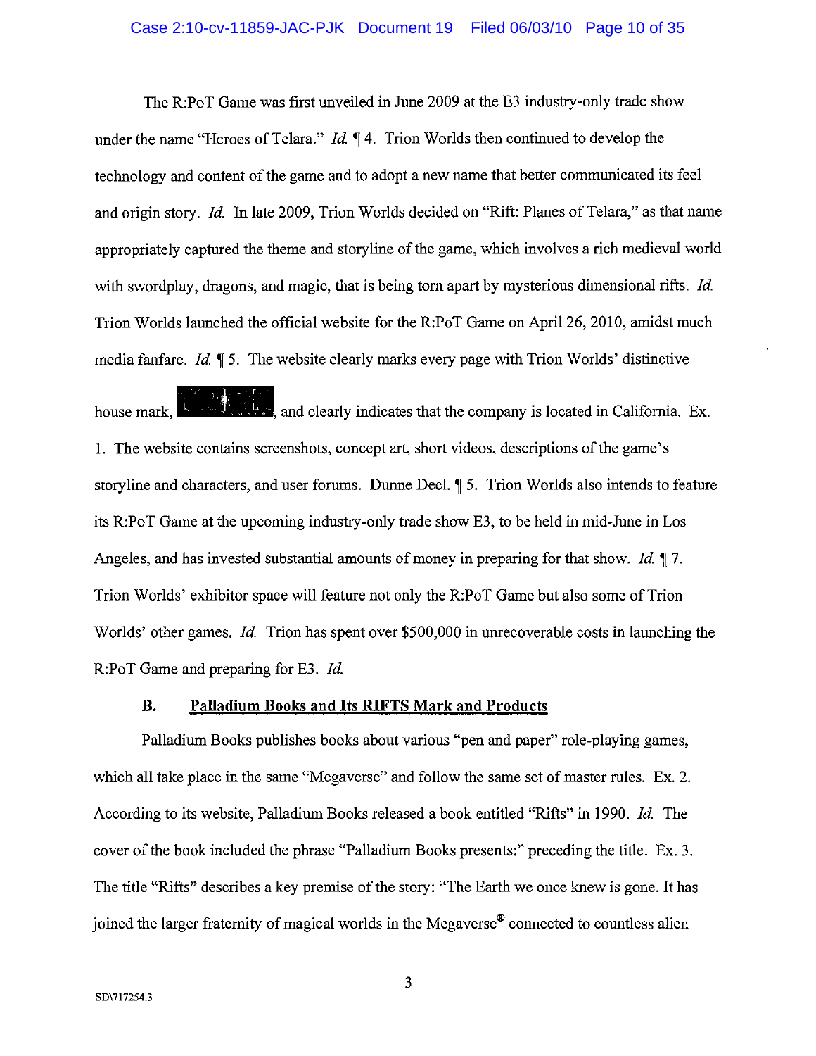The R:PoT Game was first unveiled in June 2009 at the E3 industry-only trade show under the name "Heroes of Telara." *Id.* ¶ 4. Trion Worlds then continued to develop the technology and content of the game and to adopt a new name that better communicated its feel and origin story. *Id.* In late 2009, Trion Worlds decided on "Rift: Planes of Telara," as that name appropriately captured the theme and storyline of the game, which involves a rich medieval world with swordplay, dragons, and magic, that is being torn apart by mysterious dimensional rifts. *Id.* Trion Worlds launched the official website for the R:PoT Game on April 26, 2010, amidst much media fanfare. *Id.* ¶ 5. The website clearly marks every page with Trion Worlds' distinctive house mark, [logo], and clearly indicates that the company is located in California. Ex. 1. The website contains screenshots, concept art, short videos, descriptions of the game's storyline and characters, and user forums. Dunne Decl. ¶ 5. Trion Worlds also intends to feature its R:PoT Game at the upcoming industry-only trade show E3, to be held in mid-June in Los Angeles, and has invested substantial amounts of money in preparing for that show. *Id.* ¶ 7. Trion Worlds' exhibitor space will feature not only the R:PoT Game but also some of Trion Worlds' other games. *Id.* Trion has spent over $500,000 in unrecoverable costs in launching the R:PoT Game and preparing for E3. *Id.*

### B. Palladium Books and Its RIFTS Mark and Products

Palladium Books publishes books about various "pen and paper" role-playing games, which all take place in the same "Megaverse" and follow the same set of master rules. Ex. 2. According to its website, Palladium Books released a book entitled "Rifts" in 1990. *Id.* The cover of the book included the phrase "Palladium Books presents:" preceding the title. Ex. 3. The title "Rifts" describes a key premise of the story: "The Earth we once knew is gone. It has joined the larger fraternity of magical worlds in the Megaverse® connected to countless alien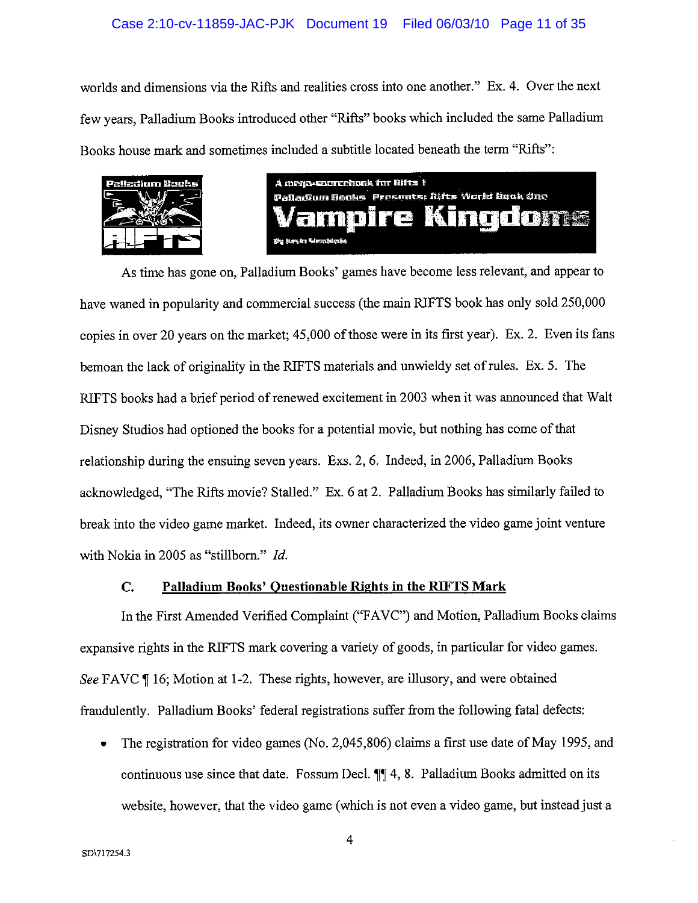worlds and dimensions via the Rifts and realities cross into one another." Ex. 4. Over the next few years, Palladium Books introduced other "Rifts" books which included the same Palladium Books house mark and sometimes included a subtitle located beneath the term "Rifts":

As time has gone on, Palladium Books' games have become less relevant, and appear to have waned in popularity and commercial success (the main RIFTS book has only sold 250,000 copies in over 20 years on the market; 45,000 of those were in its first year). Ex. 2. Even its fans bemoan the lack of originality in the RIFTS materials and unwieldy set of rules. Ex. 5. The RIFTS books had a brief period of renewed excitement in 2003 when it was announced that Walt Disney Studios had optioned the books for a potential movie, but nothing has come of that relationship during the ensuing seven years. Exs. 2, 6. Indeed, in 2006, Palladium Books acknowledged, "The Rifts movie? Stalled." Ex. 6 at 2. Palladium Books has similarly failed to break into the video game market. Indeed, its owner characterized the video game joint venture with Nokia in 2005 as "stillborn." *Id.*

### C. Palladium Books' Questionable Rights in the RIFTS Mark

In the First Amended Verified Complaint ("FAVC") and Motion, Palladium Books claims expansive rights in the RIFTS mark covering a variety of goods, in particular for video games. *See* FAVC ¶ 16; Motion at 1-2. These rights, however, are illusory, and were obtained fraudulently. Palladium Books' federal registrations suffer from the following fatal defects:

- The registration for video games (No. 2,045,806) claims a first use date of May 1995, and continuous use since that date. Fossum Decl. ¶¶ 4, 8. Palladium Books admitted on its website, however, that the video game (which is not even a video game, but instead just a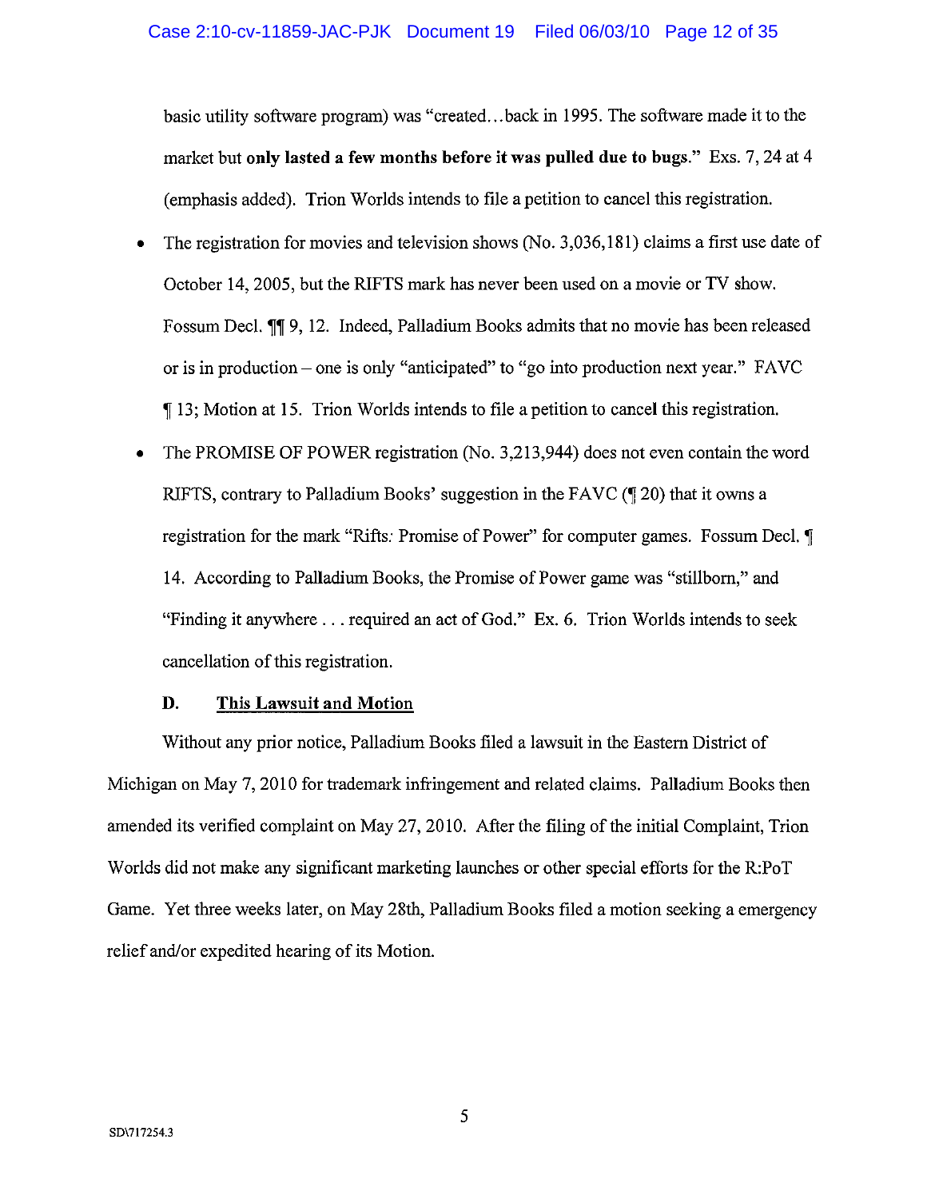basic utility software program) was "created…back in 1995. The software made it to the market but **only lasted a few months before it was pulled due to bugs**." Exs. 7, 24 at 4 (emphasis added). Trion Worlds intends to file a petition to cancel this registration.

- The registration for movies and television shows (No. 3,036,181) claims a first use date of October 14, 2005, but the RIFTS mark has never been used on a movie or TV show. Fossum Decl. ¶¶ 9, 12. Indeed, Palladium Books admits that no movie has been released or is in production – one is only "anticipated" to "go into production next year." FAVC ¶ 13; Motion at 15. Trion Worlds intends to file a petition to cancel this registration.

- The PROMISE OF POWER registration (No. 3,213,944) does not even contain the word RIFTS, contrary to Palladium Books' suggestion in the FAVC (¶ 20) that it owns a registration for the mark "Rifts: Promise of Power" for computer games. Fossum Decl. ¶ 14. According to Palladium Books, the Promise of Power game was "stillborn," and "Finding it anywhere . . . required an act of God." Ex. 6. Trion Worlds intends to seek cancellation of this registration.

### D. This Lawsuit and Motion

Without any prior notice, Palladium Books filed a lawsuit in the Eastern District of Michigan on May 7, 2010 for trademark infringement and related claims. Palladium Books then amended its verified complaint on May 27, 2010. After the filing of the initial Complaint, Trion Worlds did not make any significant marketing launches or other special efforts for the R:PoT Game. Yet three weeks later, on May 28th, Palladium Books filed a motion seeking a emergency relief and/or expedited hearing of its Motion.

SD\717254.3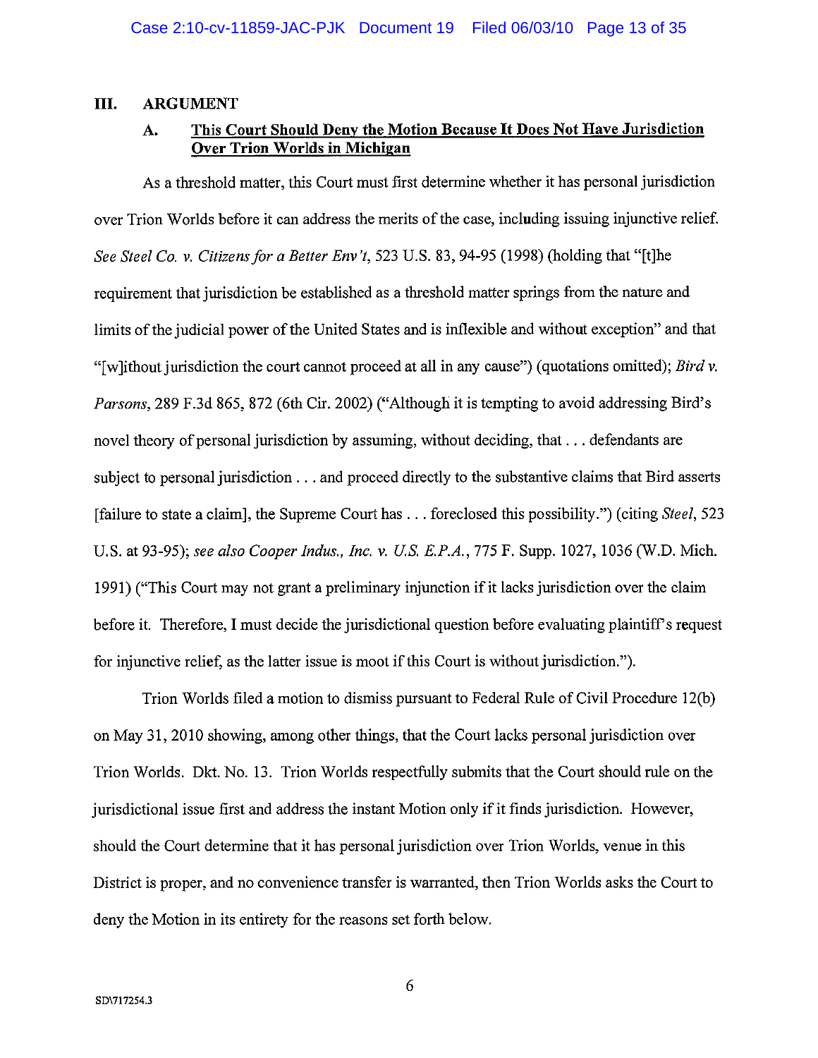## III. ARGUMENT

### A. <u>This Court Should Deny the Motion Because It Does Not Have Jurisdiction Over Trion Worlds in Michigan</u>

As a threshold matter, this Court must first determine whether it has personal jurisdiction over Trion Worlds before it can address the merits of the case, including issuing injunctive relief. *See Steel Co. v. Citizens for a Better Env't*, 523 U.S. 83, 94-95 (1998) (holding that "[t]he requirement that jurisdiction be established as a threshold matter springs from the nature and limits of the judicial power of the United States and is inflexible and without exception" and that "[w]ithout jurisdiction the court cannot proceed at all in any cause") (quotations omitted); *Bird v. Parsons*, 289 F.3d 865, 872 (6th Cir. 2002) ("Although it is tempting to avoid addressing Bird's novel theory of personal jurisdiction by assuming, without deciding, that . . . defendants are subject to personal jurisdiction . . . and proceed directly to the substantive claims that Bird asserts [failure to state a claim], the Supreme Court has . . . foreclosed this possibility.") (citing *Steel*, 523 U.S. at 93-95); *see also Cooper Indus., Inc. v. U.S. E.P.A.*, 775 F. Supp. 1027, 1036 (W.D. Mich. 1991) ("This Court may not grant a preliminary injunction if it lacks jurisdiction over the claim before it. Therefore, I must decide the jurisdictional question before evaluating plaintiff's request for injunctive relief, as the latter issue is moot if this Court is without jurisdiction.").

Trion Worlds filed a motion to dismiss pursuant to Federal Rule of Civil Procedure 12(b) on May 31, 2010 showing, among other things, that the Court lacks personal jurisdiction over Trion Worlds. Dkt. No. 13. Trion Worlds respectfully submits that the Court should rule on the jurisdictional issue first and address the instant Motion only if it finds jurisdiction. However, should the Court determine that it has personal jurisdiction over Trion Worlds, venue in this District is proper, and no convenience transfer is warranted, then Trion Worlds asks the Court to deny the Motion in its entirety for the reasons set forth below.

SD\717254.3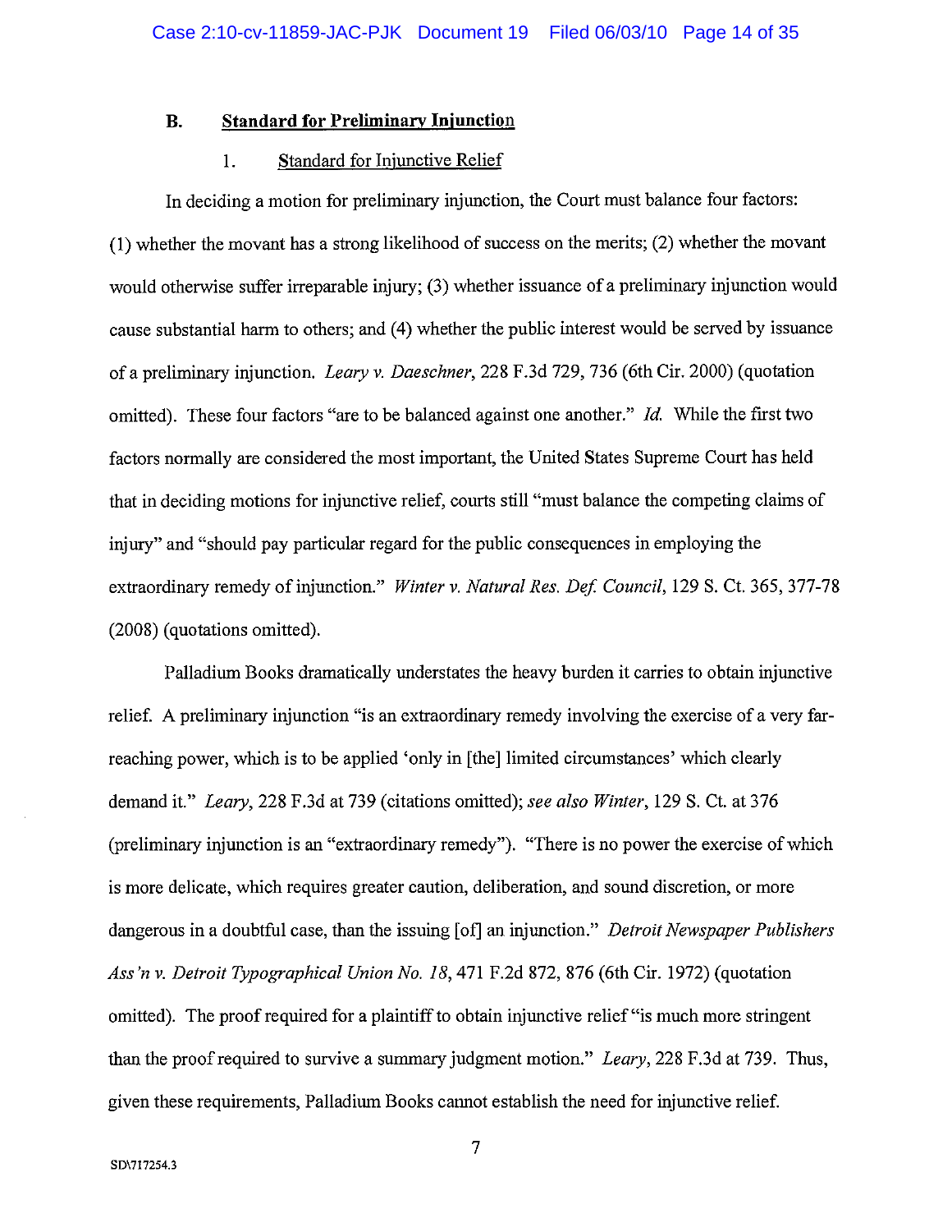### B. Standard for Preliminary Injunction

#### 1. Standard for Injunctive Relief

In deciding a motion for preliminary injunction, the Court must balance four factors: (1) whether the movant has a strong likelihood of success on the merits; (2) whether the movant would otherwise suffer irreparable injury; (3) whether issuance of a preliminary injunction would cause substantial harm to others; and (4) whether the public interest would be served by issuance of a preliminary injunction. *Leary v. Daeschner*, 228 F.3d 729, 736 (6th Cir. 2000) (quotation omitted). These four factors "are to be balanced against one another." *Id.* While the first two factors normally are considered the most important, the United States Supreme Court has held that in deciding motions for injunctive relief, courts still "must balance the competing claims of injury" and "should pay particular regard for the public consequences in employing the extraordinary remedy of injunction." *Winter v. Natural Res. Def. Council*, 129 S. Ct. 365, 377-78 (2008) (quotations omitted).

Palladium Books dramatically understates the heavy burden it carries to obtain injunctive relief. A preliminary injunction "is an extraordinary remedy involving the exercise of a very far-reaching power, which is to be applied 'only in [the] limited circumstances' which clearly demand it." *Leary*, 228 F.3d at 739 (citations omitted); *see also Winter*, 129 S. Ct. at 376 (preliminary injunction is an "extraordinary remedy"). "There is no power the exercise of which is more delicate, which requires greater caution, deliberation, and sound discretion, or more dangerous in a doubtful case, than the issuing [of] an injunction." *Detroit Newspaper Publishers Ass'n v. Detroit Typographical Union No. 18*, 471 F.2d 872, 876 (6th Cir. 1972) (quotation omitted). The proof required for a plaintiff to obtain injunctive relief "is much more stringent than the proof required to survive a summary judgment motion." *Leary*, 228 F.3d at 739. Thus, given these requirements, Palladium Books cannot establish the need for injunctive relief.

SD\717254.3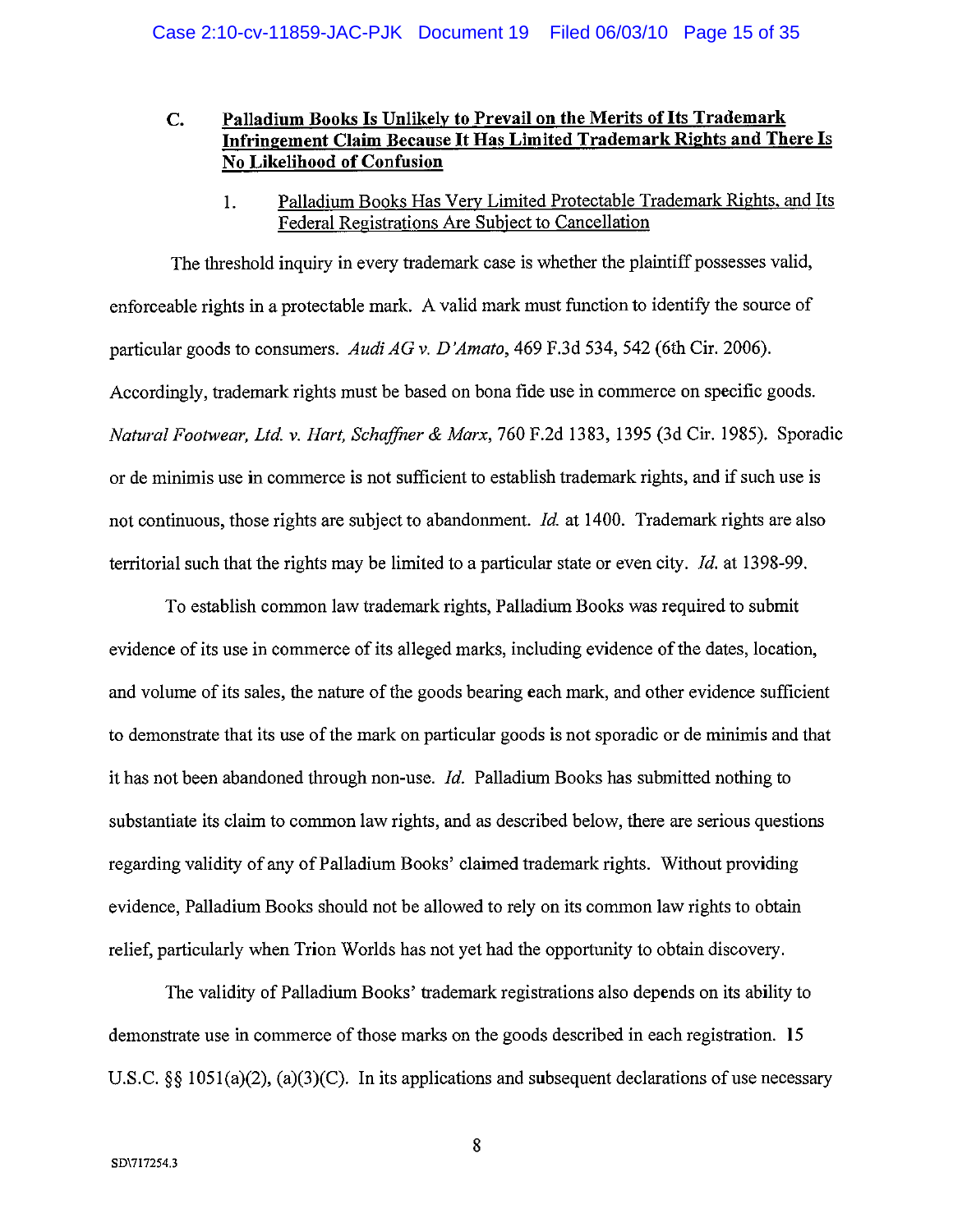### C. <u>Palladium Books Is Unlikely to Prevail on the Merits of Its Trademark Infringement Claim Because It Has Limited Trademark Rights and There Is No Likelihood of Confusion</u>

#### 1. <u>Palladium Books Has Very Limited Protectable Trademark Rights, and Its Federal Registrations Are Subject to Cancellation</u>

The threshold inquiry in every trademark case is whether the plaintiff possesses valid, enforceable rights in a protectable mark. A valid mark must function to identify the source of particular goods to consumers. *Audi AG v. D'Amato*, 469 F.3d 534, 542 (6th Cir. 2006). Accordingly, trademark rights must be based on bona fide use in commerce on specific goods. *Natural Footwear, Ltd. v. Hart, Schaffner & Marx*, 760 F.2d 1383, 1395 (3d Cir. 1985). Sporadic or de minimis use in commerce is not sufficient to establish trademark rights, and if such use is not continuous, those rights are subject to abandonment. *Id.* at 1400. Trademark rights are also territorial such that the rights may be limited to a particular state or even city. *Id.* at 1398-99.

To establish common law trademark rights, Palladium Books was required to submit evidence of its use in commerce of its alleged marks, including evidence of the dates, location, and volume of its sales, the nature of the goods bearing each mark, and other evidence sufficient to demonstrate that its use of the mark on particular goods is not sporadic or de minimis and that it has not been abandoned through non-use. *Id.* Palladium Books has submitted nothing to substantiate its claim to common law rights, and as described below, there are serious questions regarding validity of any of Palladium Books' claimed trademark rights. Without providing evidence, Palladium Books should not be allowed to rely on its common law rights to obtain relief, particularly when Trion Worlds has not yet had the opportunity to obtain discovery.

The validity of Palladium Books' trademark registrations also depends on its ability to demonstrate use in commerce of those marks on the goods described in each registration. 15 U.S.C. §§ 1051(a)(2), (a)(3)(C). In its applications and subsequent declarations of use necessary

SD\717254.3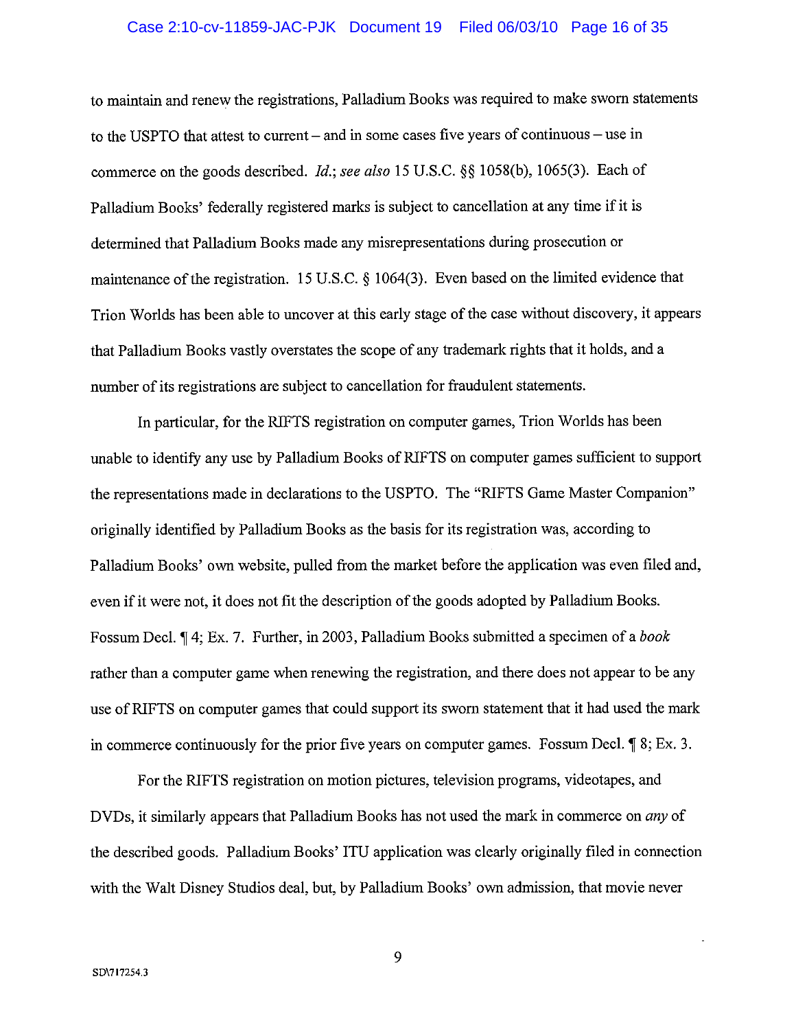to maintain and renew the registrations, Palladium Books was required to make sworn statements to the USPTO that attest to current – and in some cases five years of continuous – use in commerce on the goods described. *Id.*; *see also* 15 U.S.C. §§ 1058(b), 1065(3). Each of Palladium Books' federally registered marks is subject to cancellation at any time if it is determined that Palladium Books made any misrepresentations during prosecution or maintenance of the registration. 15 U.S.C. § 1064(3). Even based on the limited evidence that Trion Worlds has been able to uncover at this early stage of the case without discovery, it appears that Palladium Books vastly overstates the scope of any trademark rights that it holds, and a number of its registrations are subject to cancellation for fraudulent statements.

In particular, for the RIFTS registration on computer games, Trion Worlds has been unable to identify any use by Palladium Books of RIFTS on computer games sufficient to support the representations made in declarations to the USPTO. The "RIFTS Game Master Companion" originally identified by Palladium Books as the basis for its registration was, according to Palladium Books' own website, pulled from the market before the application was even filed and, even if it were not, it does not fit the description of the goods adopted by Palladium Books. Fossum Decl. ¶ 4; Ex. 7. Further, in 2003, Palladium Books submitted a specimen of a *book* rather than a computer game when renewing the registration, and there does not appear to be any use of RIFTS on computer games that could support its sworn statement that it had used the mark in commerce continuously for the prior five years on computer games. Fossum Decl. ¶ 8; Ex. 3.

For the RIFTS registration on motion pictures, television programs, videotapes, and DVDs, it similarly appears that Palladium Books has not used the mark in commerce on *any* of the described goods. Palladium Books' ITU application was clearly originally filed in connection with the Walt Disney Studios deal, but, by Palladium Books' own admission, that movie never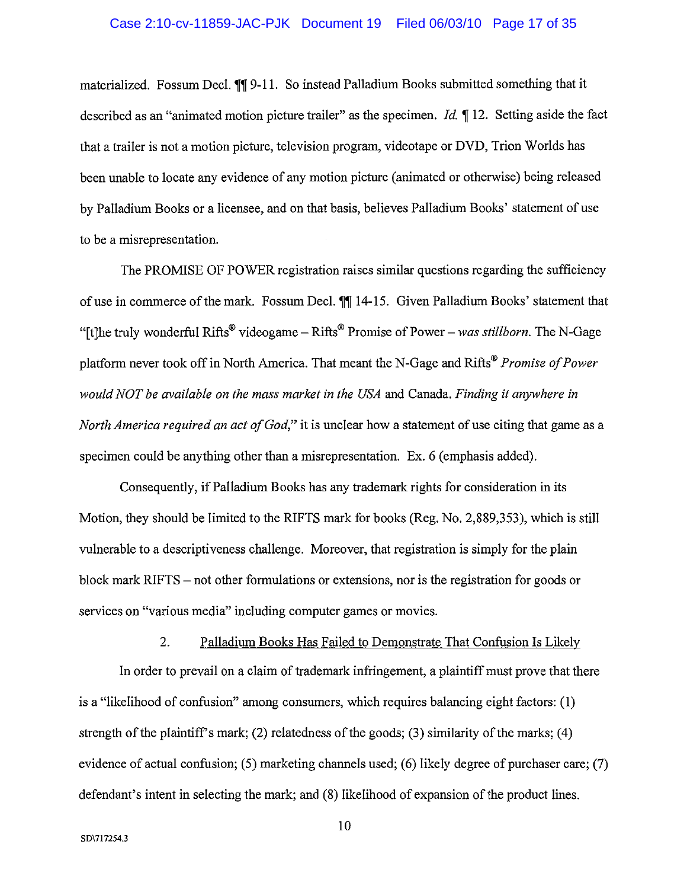materialized. Fossum Decl. ¶¶ 9-11. So instead Palladium Books submitted something that it described as an "animated motion picture trailer" as the specimen. *Id.* ¶ 12. Setting aside the fact that a trailer is not a motion picture, television program, videotape or DVD, Trion Worlds has been unable to locate any evidence of any motion picture (animated or otherwise) being released by Palladium Books or a licensee, and on that basis, believes Palladium Books' statement of use to be a misrepresentation.

The PROMISE OF POWER registration raises similar questions regarding the sufficiency of use in commerce of the mark. Fossum Decl. ¶¶ 14-15. Given Palladium Books' statement that "[t]he truly wonderful Rifts® videogame – Rifts® Promise of Power – *was stillborn.* The N-Gage platform never took off in North America. That meant the N-Gage and Rifts® *Promise of Power would NOT be available on the mass market in the USA* and Canada. *Finding it anywhere in North America required an act of God*," it is unclear how a statement of use citing that game as a specimen could be anything other than a misrepresentation. Ex. 6 (emphasis added).

Consequently, if Palladium Books has any trademark rights for consideration in its Motion, they should be limited to the RIFTS mark for books (Reg. No. 2,889,353), which is still vulnerable to a descriptiveness challenge. Moreover, that registration is simply for the plain block mark RIFTS – not other formulations or extensions, nor is the registration for goods or services on "various media" including computer games or movies.

2. Palladium Books Has Failed to Demonstrate That Confusion Is Likely

In order to prevail on a claim of trademark infringement, a plaintiff must prove that there is a "likelihood of confusion" among consumers, which requires balancing eight factors: (1) strength of the plaintiff's mark; (2) relatedness of the goods; (3) similarity of the marks; (4) evidence of actual confusion; (5) marketing channels used; (6) likely degree of purchaser care; (7) defendant's intent in selecting the mark; and (8) likelihood of expansion of the product lines.

SD\717254.3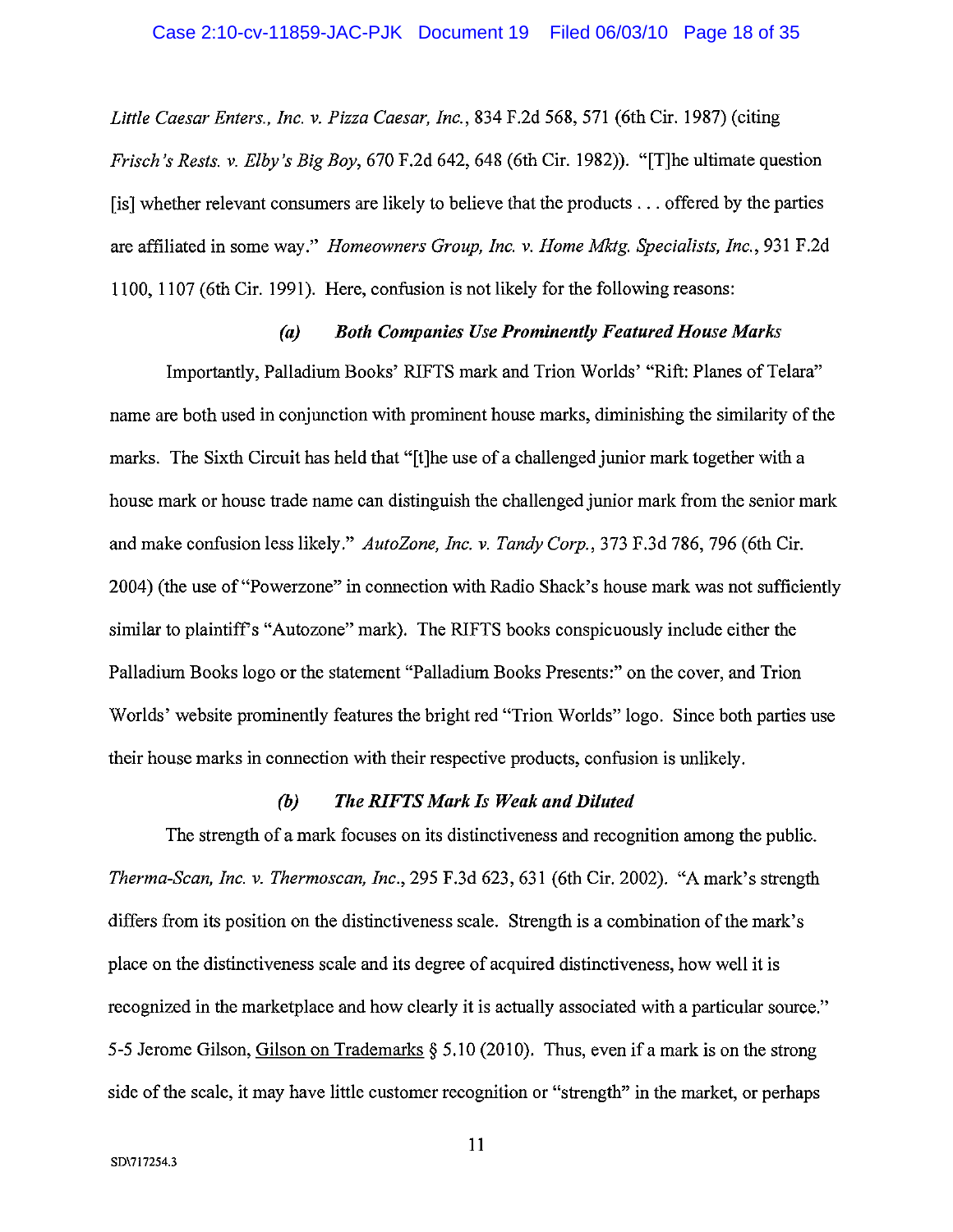*Little Caesar Enters., Inc. v. Pizza Caesar, Inc.*, 834 F.2d 568, 571 (6th Cir. 1987) (citing *Frisch's Rests. v. Elby's Big Boy*, 670 F.2d 642, 648 (6th Cir. 1982)). "[T]he ultimate question [is] whether relevant consumers are likely to believe that the products . . . offered by the parties are affiliated in some way." *Homeowners Group, Inc. v. Home Mktg. Specialists, Inc.*, 931 F.2d 1100, 1107 (6th Cir. 1991). Here, confusion is not likely for the following reasons:

***(a) Both Companies Use Prominently Featured House Marks***

Importantly, Palladium Books' RIFTS mark and Trion Worlds' "Rift: Planes of Telara" name are both used in conjunction with prominent house marks, diminishing the similarity of the marks. The Sixth Circuit has held that "[t]he use of a challenged junior mark together with a house mark or house trade name can distinguish the challenged junior mark from the senior mark and make confusion less likely." *AutoZone, Inc. v. Tandy Corp.*, 373 F.3d 786, 796 (6th Cir. 2004) (the use of "Powerzone" in connection with Radio Shack's house mark was not sufficiently similar to plaintiff's "Autozone" mark). The RIFTS books conspicuously include either the Palladium Books logo or the statement "Palladium Books Presents:" on the cover, and Trion Worlds' website prominently features the bright red "Trion Worlds" logo. Since both parties use their house marks in connection with their respective products, confusion is unlikely.

***(b) The RIFTS Mark Is Weak and Diluted***

The strength of a mark focuses on its distinctiveness and recognition among the public. *Therma-Scan, Inc. v. Thermoscan, Inc.*, 295 F.3d 623, 631 (6th Cir. 2002). "A mark's strength differs from its position on the distinctiveness scale. Strength is a combination of the mark's place on the distinctiveness scale and its degree of acquired distinctiveness, how well it is recognized in the marketplace and how clearly it is actually associated with a particular source." 5-5 Jerome Gilson, Gilson on Trademarks § 5.10 (2010). Thus, even if a mark is on the strong side of the scale, it may have little customer recognition or "strength" in the market, or perhaps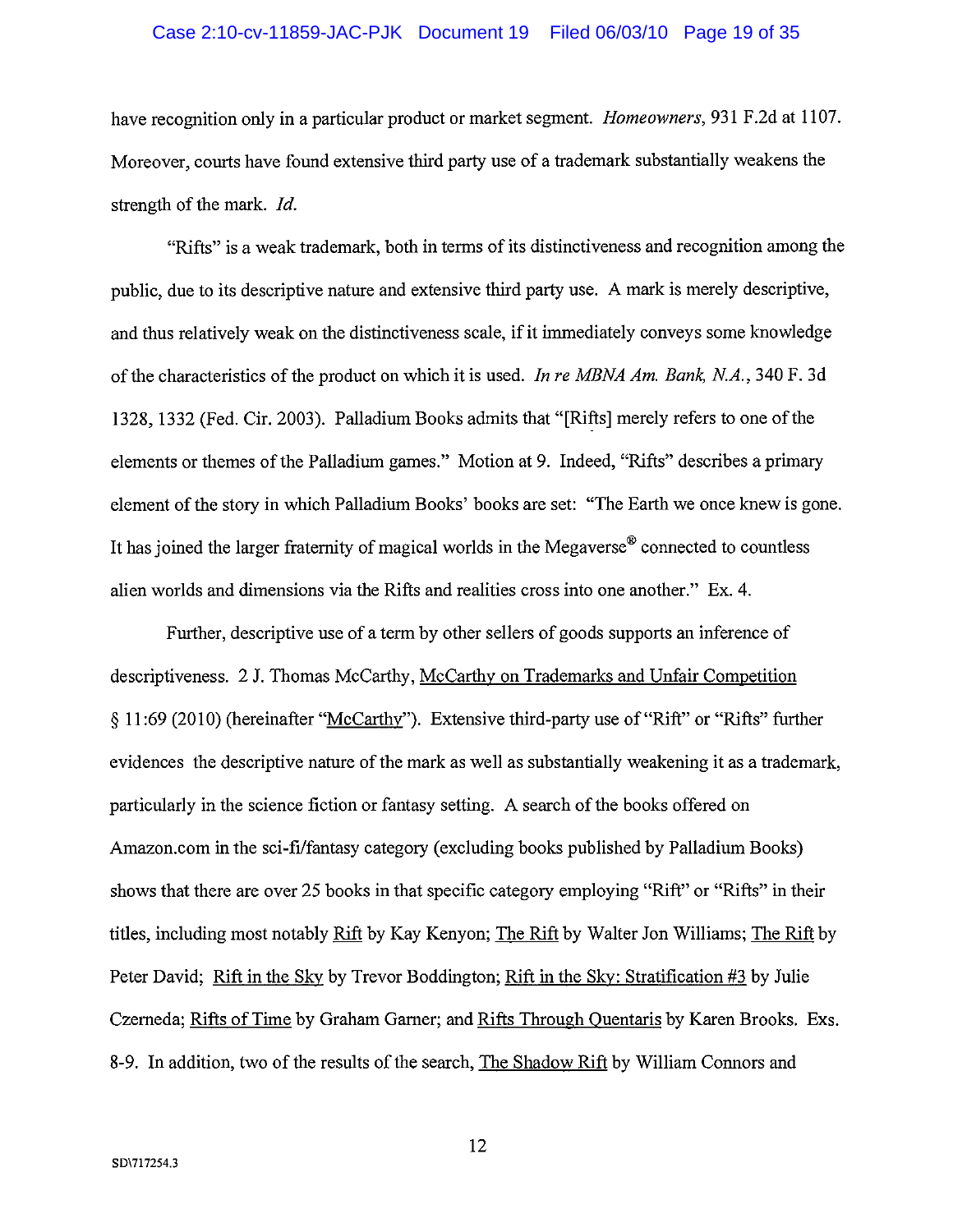have recognition only in a particular product or market segment. *Homeowners*, 931 F.2d at 1107. Moreover, courts have found extensive third party use of a trademark substantially weakens the strength of the mark. *Id.*

"Rifts" is a weak trademark, both in terms of its distinctiveness and recognition among the public, due to its descriptive nature and extensive third party use. A mark is merely descriptive, and thus relatively weak on the distinctiveness scale, if it immediately conveys some knowledge of the characteristics of the product on which it is used. *In re MBNA Am. Bank, N.A.*, 340 F. 3d 1328, 1332 (Fed. Cir. 2003). Palladium Books admits that "[Rifts] merely refers to one of the elements or themes of the Palladium games." Motion at 9. Indeed, "Rifts" describes a primary element of the story in which Palladium Books' books are set: "The Earth we once knew is gone. It has joined the larger fraternity of magical worlds in the Megaverse® connected to countless alien worlds and dimensions via the Rifts and realities cross into one another." Ex. 4.

Further, descriptive use of a term by other sellers of goods supports an inference of descriptiveness. 2 J. Thomas McCarthy, McCarthy on Trademarks and Unfair Competition § 11:69 (2010) (hereinafter "McCarthy"). Extensive third-party use of "Rift" or "Rifts" further evidences the descriptive nature of the mark as well as substantially weakening it as a trademark, particularly in the science fiction or fantasy setting. A search of the books offered on Amazon.com in the sci-fi/fantasy category (excluding books published by Palladium Books) shows that there are over 25 books in that specific category employing "Rift" or "Rifts" in their titles, including most notably Rift by Kay Kenyon; The Rift by Walter Jon Williams; The Rift by Peter David; Rift in the Sky by Trevor Boddington; Rift in the Sky: Stratification #3 by Julie Czerneda; Rifts of Time by Graham Garner; and Rifts Through Quentaris by Karen Brooks. Exs. 8-9. In addition, two of the results of the search, The Shadow Rift by William Connors and

SD\717254.3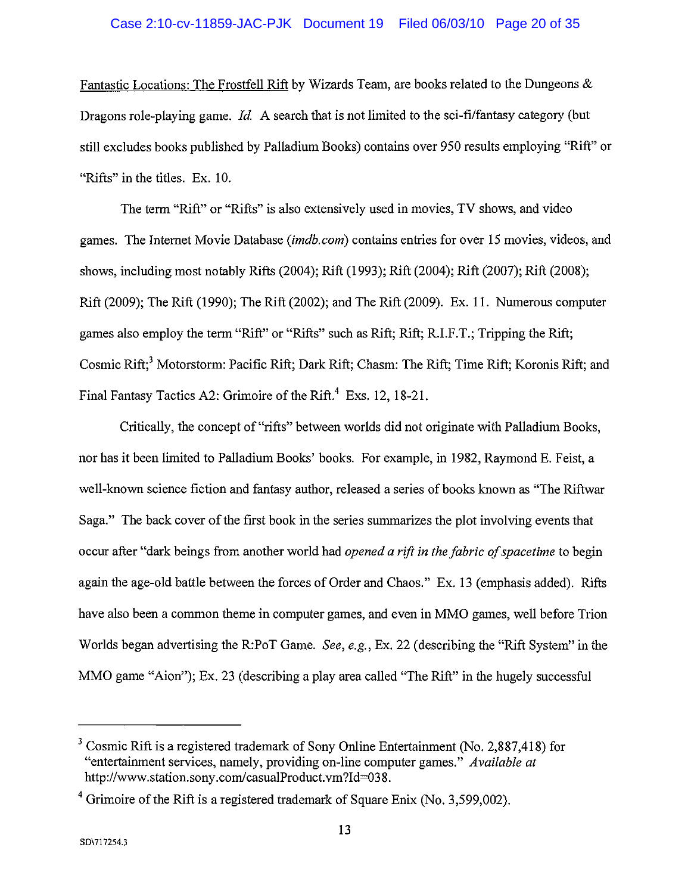Fantastic Locations: The Frostfell Rift by Wizards Team, are books related to the Dungeons & Dragons role-playing game. *Id.* A search that is not limited to the sci-fi/fantasy category (but still excludes books published by Palladium Books) contains over 950 results employing "Rift" or "Rifts" in the titles. Ex. 10.

The term "Rift" or "Rifts" is also extensively used in movies, TV shows, and video games. The Internet Movie Database (*imdb.com*) contains entries for over 15 movies, videos, and shows, including most notably Rifts (2004); Rift (1993); Rift (2004); Rift (2007); Rift (2008); Rift (2009); The Rift (1990); The Rift (2002); and The Rift (2009). Ex. 11. Numerous computer games also employ the term "Rift" or "Rifts" such as Rift; Rift; R.I.F.T.; Tripping the Rift; Cosmic Rift;[3] Motorstorm: Pacific Rift; Dark Rift; Chasm: The Rift; Time Rift; Koronis Rift; and Final Fantasy Tactics A2: Grimoire of the Rift.[4] Exs. 12, 18-21.

Critically, the concept of "rifts" between worlds did not originate with Palladium Books, nor has it been limited to Palladium Books' books. For example, in 1982, Raymond E. Feist, a well-known science fiction and fantasy author, released a series of books known as "The Riftwar Saga." The back cover of the first book in the series summarizes the plot involving events that occur after "dark beings from another world had *opened a rift in the fabric of spacetime* to begin again the age-old battle between the forces of Order and Chaos." Ex. 13 (emphasis added). Rifts have also been a common theme in computer games, and even in MMO games, well before Trion Worlds began advertising the R:PoT Game. *See, e.g.*, Ex. 22 (describing the "Rift System" in the MMO game "Aion"); Ex. 23 (describing a play area called "The Rift" in the hugely successful

---

[3] Cosmic Rift is a registered trademark of Sony Online Entertainment (No. 2,887,418) for "entertainment services, namely, providing on-line computer games." *Available at* http://www.station.sony.com/casualProduct.vm?Id=038.

[4] Grimoire of the Rift is a registered trademark of Square Enix (No. 3,599,002).

SD\717254.3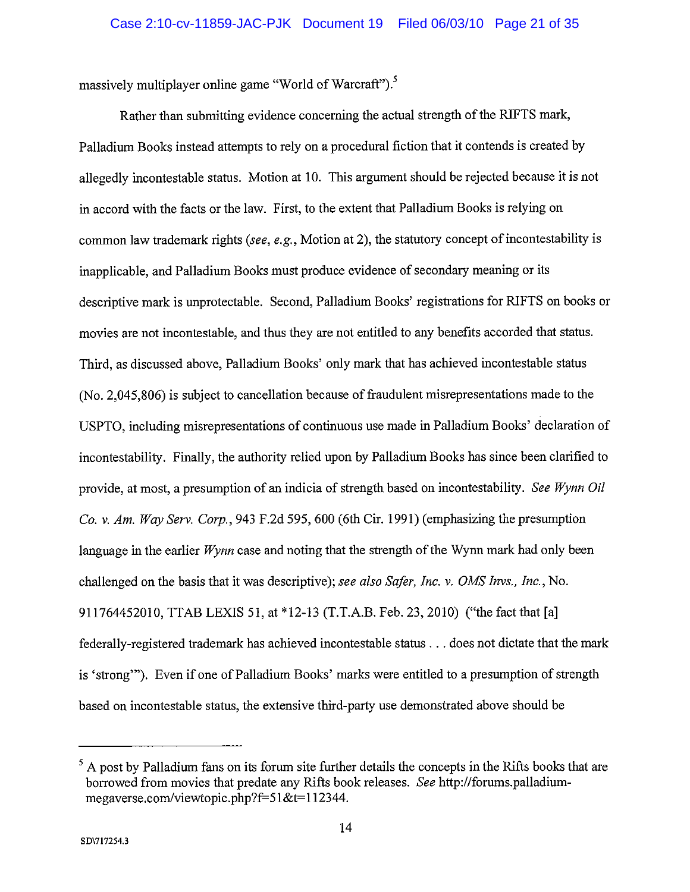massively multiplayer online game "World of Warcraft").[5]

Rather than submitting evidence concerning the actual strength of the RIFTS mark, Palladium Books instead attempts to rely on a procedural fiction that it contends is created by allegedly incontestable status. Motion at 10. This argument should be rejected because it is not in accord with the facts or the law. First, to the extent that Palladium Books is relying on common law trademark rights (*see, e.g.*, Motion at 2), the statutory concept of incontestability is inapplicable, and Palladium Books must produce evidence of secondary meaning or its descriptive mark is unprotectable. Second, Palladium Books' registrations for RIFTS on books or movies are not incontestable, and thus they are not entitled to any benefits accorded that status. Third, as discussed above, Palladium Books' only mark that has achieved incontestable status (No. 2,045,806) is subject to cancellation because of fraudulent misrepresentations made to the USPTO, including misrepresentations of continuous use made in Palladium Books' declaration of incontestability. Finally, the authority relied upon by Palladium Books has since been clarified to provide, at most, a presumption of an indicia of strength based on incontestability. *See Wynn Oil Co. v. Am. Way Serv. Corp.*, 943 F.2d 595, 600 (6th Cir. 1991) (emphasizing the presumption language in the earlier *Wynn* case and noting that the strength of the Wynn mark had only been challenged on the basis that it was descriptive); *see also Safer, Inc. v. OMS Invs., Inc.*, No. 911764452010, TTAB LEXIS 51, at *12-13 (T.T.A.B. Feb. 23, 2010) ("the fact that [a] federally-registered trademark has achieved incontestable status . . . does not dictate that the mark is 'strong'"). Even if one of Palladium Books' marks were entitled to a presumption of strength based on incontestable status, the extensive third-party use demonstrated above should be

---

[5] A post by Palladium fans on its forum site further details the concepts in the Rifts books that are borrowed from movies that predate any Rifts book releases. *See* http://forums.palladium-megaverse.com/viewtopic.php?f=51&t=112344.

SD\717254.3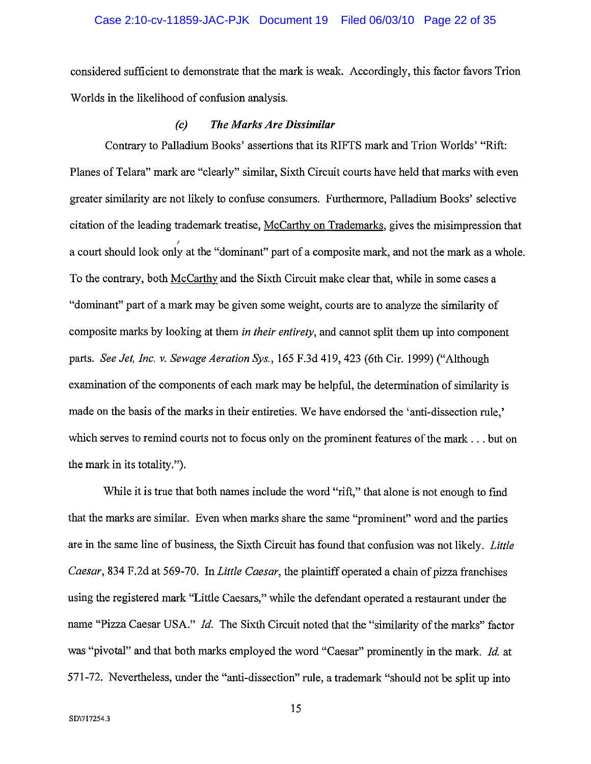considered sufficient to demonstrate that the mark is weak. Accordingly, this factor favors Trion Worlds in the likelihood of confusion analysis.

### *(c) The Marks Are Dissimilar*

Contrary to Palladium Books' assertions that its RIFTS mark and Trion Worlds' "Rift: Planes of Telara" mark are "clearly" similar, Sixth Circuit courts have held that marks with even greater similarity are not likely to confuse consumers. Furthermore, Palladium Books' selective citation of the leading trademark treatise, McCarthy on Trademarks, gives the misimpression that a court should look only at the "dominant" part of a composite mark, and not the mark as a whole. To the contrary, both McCarthy and the Sixth Circuit make clear that, while in some cases a "dominant" part of a mark may be given some weight, courts are to analyze the similarity of composite marks by looking at them *in their entirety*, and cannot split them up into component parts. *See Jet, Inc. v. Sewage Aeration Sys.*, 165 F.3d 419, 423 (6th Cir. 1999) ("Although examination of the components of each mark may be helpful, the determination of similarity is made on the basis of the marks in their entireties. We have endorsed the 'anti-dissection rule,' which serves to remind courts not to focus only on the prominent features of the mark . . . but on the mark in its totality.").

While it is true that both names include the word "rift," that alone is not enough to find that the marks are similar. Even when marks share the same "prominent" word and the parties are in the same line of business, the Sixth Circuit has found that confusion was not likely. *Little Caesar*, 834 F.2d at 569-70. In *Little Caesar*, the plaintiff operated a chain of pizza franchises using the registered mark "Little Caesars," while the defendant operated a restaurant under the name "Pizza Caesar USA." *Id.* The Sixth Circuit noted that the "similarity of the marks" factor was "pivotal" and that both marks employed the word "Caesar" prominently in the mark. *Id.* at 571-72. Nevertheless, under the "anti-dissection" rule, a trademark "should not be split up into

SD\717254.3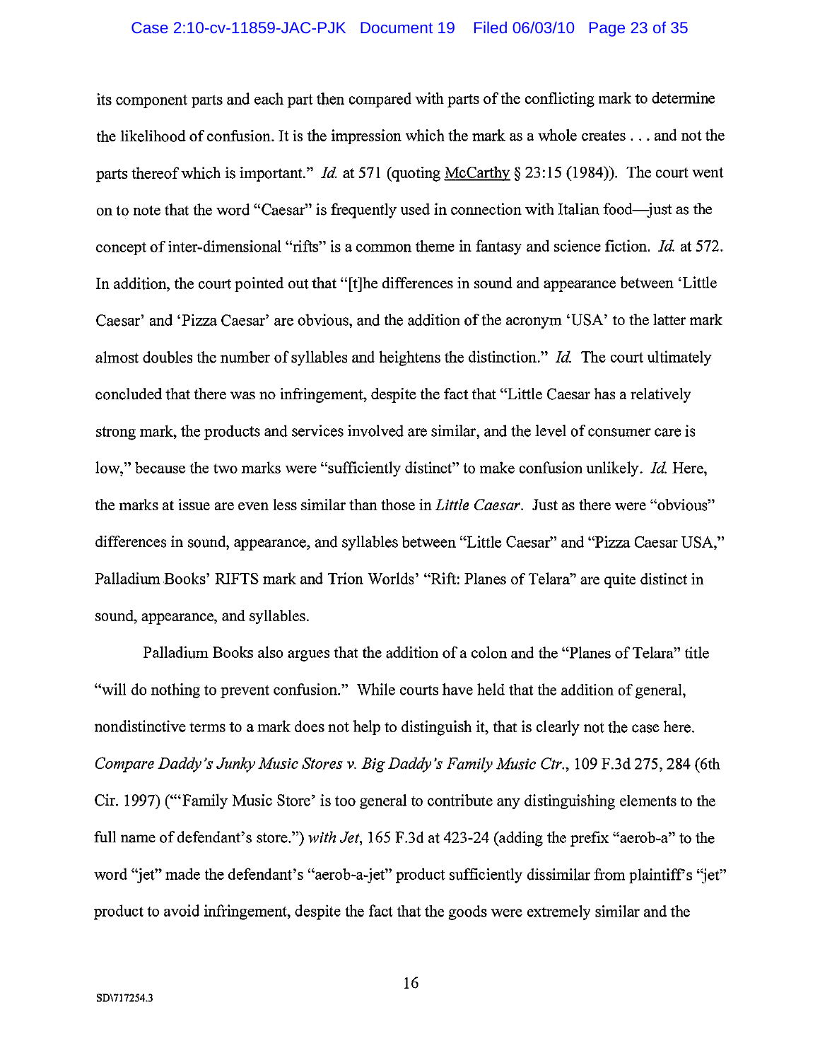its component parts and each part then compared with parts of the conflicting mark to determine the likelihood of confusion. It is the impression which the mark as a whole creates . . . and not the parts thereof which is important." *Id.* at 571 (quoting McCarthy § 23:15 (1984)). The court went on to note that the word "Caesar" is frequently used in connection with Italian food—just as the concept of inter-dimensional "rifts" is a common theme in fantasy and science fiction. *Id.* at 572. In addition, the court pointed out that "[t]he differences in sound and appearance between 'Little Caesar' and 'Pizza Caesar' are obvious, and the addition of the acronym 'USA' to the latter mark almost doubles the number of syllables and heightens the distinction." *Id.* The court ultimately concluded that there was no infringement, despite the fact that "Little Caesar has a relatively strong mark, the products and services involved are similar, and the level of consumer care is low," because the two marks were "sufficiently distinct" to make confusion unlikely. *Id.* Here, the marks at issue are even less similar than those in *Little Caesar*. Just as there were "obvious" differences in sound, appearance, and syllables between "Little Caesar" and "Pizza Caesar USA," Palladium Books' RIFTS mark and Trion Worlds' "Rift: Planes of Telara" are quite distinct in sound, appearance, and syllables.

Palladium Books also argues that the addition of a colon and the "Planes of Telara" title "will do nothing to prevent confusion." While courts have held that the addition of general, nondistinctive terms to a mark does not help to distinguish it, that is clearly not the case here. *Compare Daddy's Junky Music Stores v. Big Daddy's Family Music Ctr.*, 109 F.3d 275, 284 (6th Cir. 1997) ("'Family Music Store' is too general to contribute any distinguishing elements to the full name of defendant's store.") *with Jet*, 165 F.3d at 423-24 (adding the prefix "aerob-a" to the word "jet" made the defendant's "aerob-a-jet" product sufficiently dissimilar from plaintiff's "jet" product to avoid infringement, despite the fact that the goods were extremely similar and the

SD\717254.3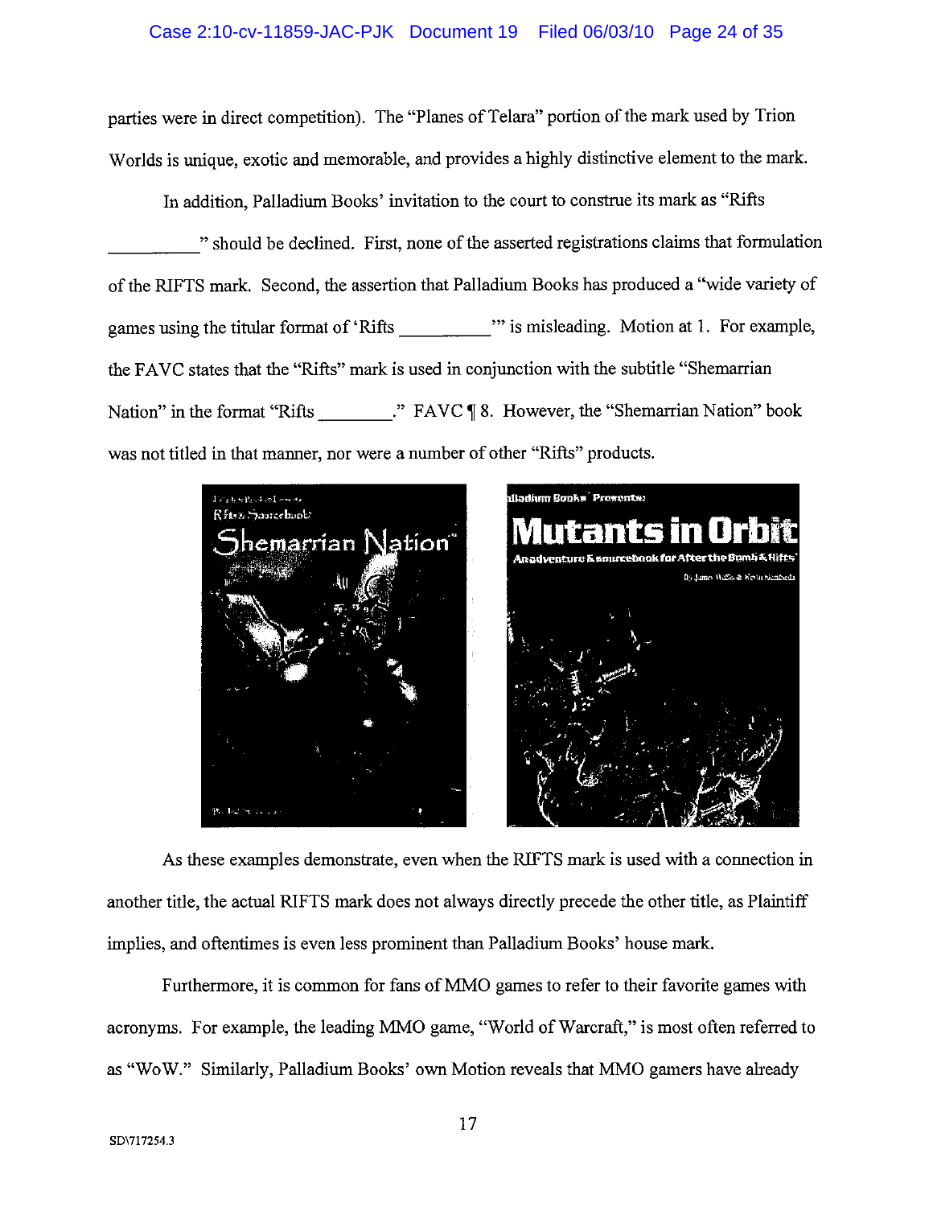parties were in direct competition). The "Planes of Telara" portion of the mark used by Trion Worlds is unique, exotic and memorable, and provides a highly distinctive element to the mark.

In addition, Palladium Books' invitation to the court to construe its mark as "Rifts __________" should be declined. First, none of the asserted registrations claims that formulation of the RIFTS mark. Second, the assertion that Palladium Books has produced a "wide variety of games using the titular format of 'Rifts __________'" is misleading. Motion at 1. For example, the FAVC states that the "Rifts" mark is used in conjunction with the subtitle "Shemarrian Nation" in the format "Rifts ________." FAVC ¶ 8. However, the "Shemarrian Nation" book was not titled in that manner, nor were a number of other "Rifts" products.

As these examples demonstrate, even when the RIFTS mark is used with a connection in another title, the actual RIFTS mark does not always directly precede the other title, as Plaintiff implies, and oftentimes is even less prominent than Palladium Books' house mark.

Furthermore, it is common for fans of MMO games to refer to their favorite games with acronyms. For example, the leading MMO game, "World of Warcraft," is most often referred to as "WoW." Similarly, Palladium Books' own Motion reveals that MMO gamers have already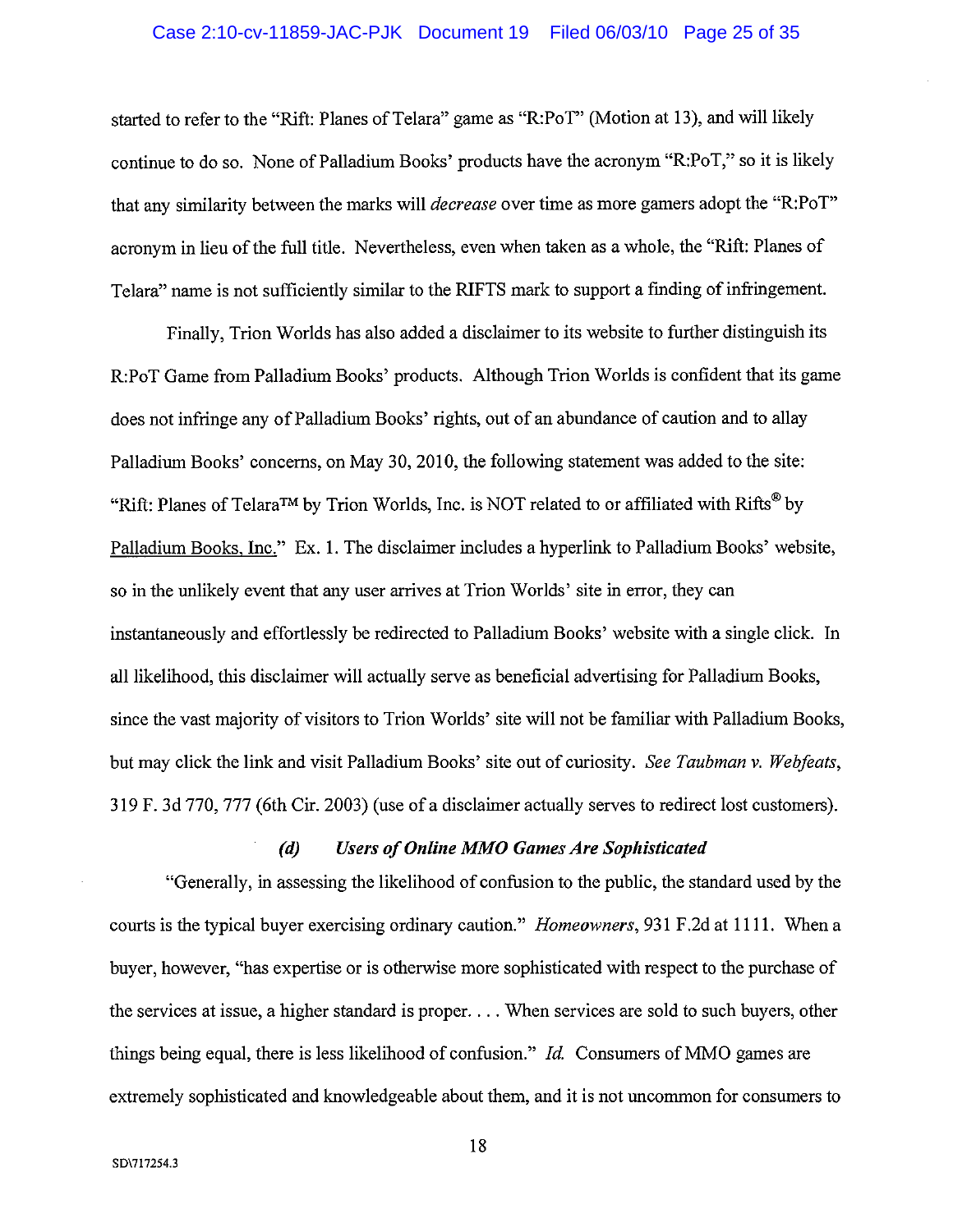started to refer to the "Rift: Planes of Telara" game as "R:PoT" (Motion at 13), and will likely continue to do so. None of Palladium Books' products have the acronym "R:PoT," so it is likely that any similarity between the marks will *decrease* over time as more gamers adopt the "R:PoT" acronym in lieu of the full title. Nevertheless, even when taken as a whole, the "Rift: Planes of Telara" name is not sufficiently similar to the RIFTS mark to support a finding of infringement.

Finally, Trion Worlds has also added a disclaimer to its website to further distinguish its R:PoT Game from Palladium Books' products. Although Trion Worlds is confident that its game does not infringe any of Palladium Books' rights, out of an abundance of caution and to allay Palladium Books' concerns, on May 30, 2010, the following statement was added to the site: "Rift: Planes of Telara™ by Trion Worlds, Inc. is NOT related to or affiliated with Rifts® by Palladium Books, Inc." Ex. 1. The disclaimer includes a hyperlink to Palladium Books' website, so in the unlikely event that any user arrives at Trion Worlds' site in error, they can instantaneously and effortlessly be redirected to Palladium Books' website with a single click. In all likelihood, this disclaimer will actually serve as beneficial advertising for Palladium Books, since the vast majority of visitors to Trion Worlds' site will not be familiar with Palladium Books, but may click the link and visit Palladium Books' site out of curiosity. *See Taubman v. Webfeats*, 319 F. 3d 770, 777 (6th Cir. 2003) (use of a disclaimer actually serves to redirect lost customers).

#### *(d) Users of Online MMO Games Are Sophisticated*

"Generally, in assessing the likelihood of confusion to the public, the standard used by the courts is the typical buyer exercising ordinary caution." *Homeowners*, 931 F.2d at 1111. When a buyer, however, "has expertise or is otherwise more sophisticated with respect to the purchase of the services at issue, a higher standard is proper. . . . When services are sold to such buyers, other things being equal, there is less likelihood of confusion." *Id.* Consumers of MMO games are extremely sophisticated and knowledgeable about them, and it is not uncommon for consumers to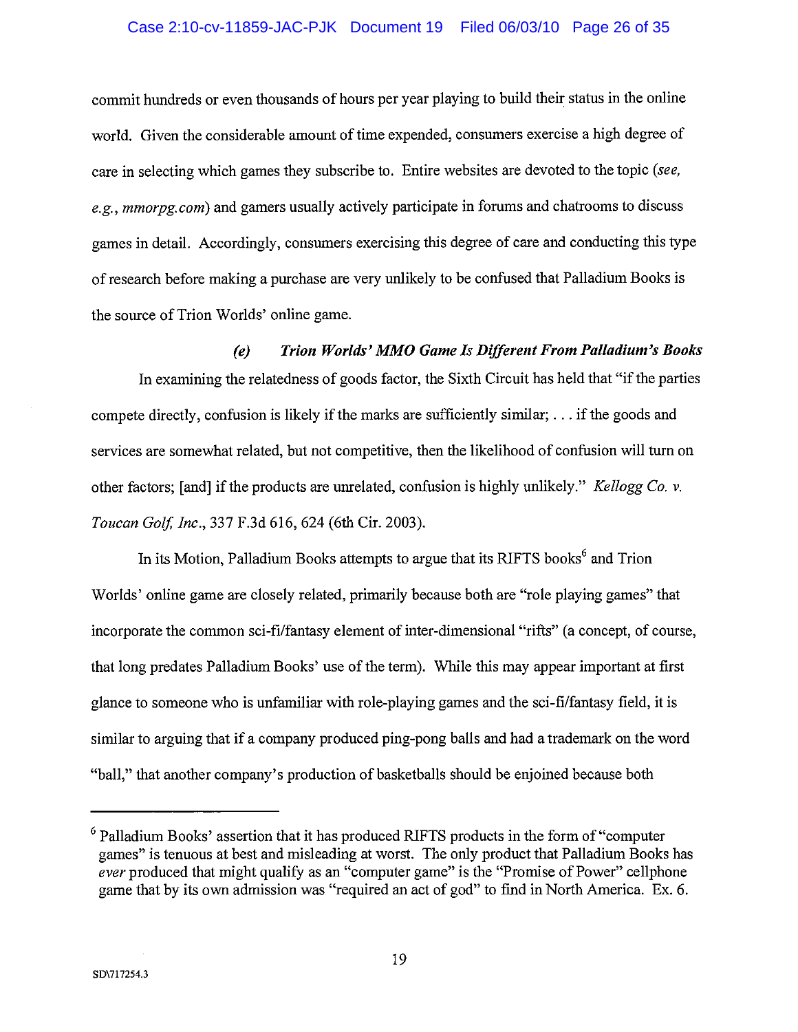commit hundreds or even thousands of hours per year playing to build their status in the online world. Given the considerable amount of time expended, consumers exercise a high degree of care in selecting which games they subscribe to. Entire websites are devoted to the topic (*see, e.g., mmorpg.com*) and gamers usually actively participate in forums and chatrooms to discuss games in detail. Accordingly, consumers exercising this degree of care and conducting this type of research before making a purchase are very unlikely to be confused that Palladium Books is the source of Trion Worlds' online game.

#### *(e) Trion Worlds' MMO Game Is Different From Palladium's Books*

In examining the relatedness of goods factor, the Sixth Circuit has held that "if the parties compete directly, confusion is likely if the marks are sufficiently similar; . . . if the goods and services are somewhat related, but not competitive, then the likelihood of confusion will turn on other factors; [and] if the products are unrelated, confusion is highly unlikely." *Kellogg Co. v. Toucan Golf, Inc.*, 337 F.3d 616, 624 (6th Cir. 2003).

In its Motion, Palladium Books attempts to argue that its RIFTS books[6] and Trion Worlds' online game are closely related, primarily because both are "role playing games" that incorporate the common sci-fi/fantasy element of inter-dimensional "rifts" (a concept, of course, that long predates Palladium Books' use of the term). While this may appear important at first glance to someone who is unfamiliar with role-playing games and the sci-fi/fantasy field, it is similar to arguing that if a company produced ping-pong balls and had a trademark on the word "ball," that another company's production of basketballs should be enjoined because both

---

[6] Palladium Books' assertion that it has produced RIFTS products in the form of "computer games" is tenuous at best and misleading at worst. The only product that Palladium Books has *ever* produced that might qualify as an "computer game" is the "Promise of Power" cellphone game that by its own admission was "required an act of god" to find in North America. Ex. 6.

SD\717254.3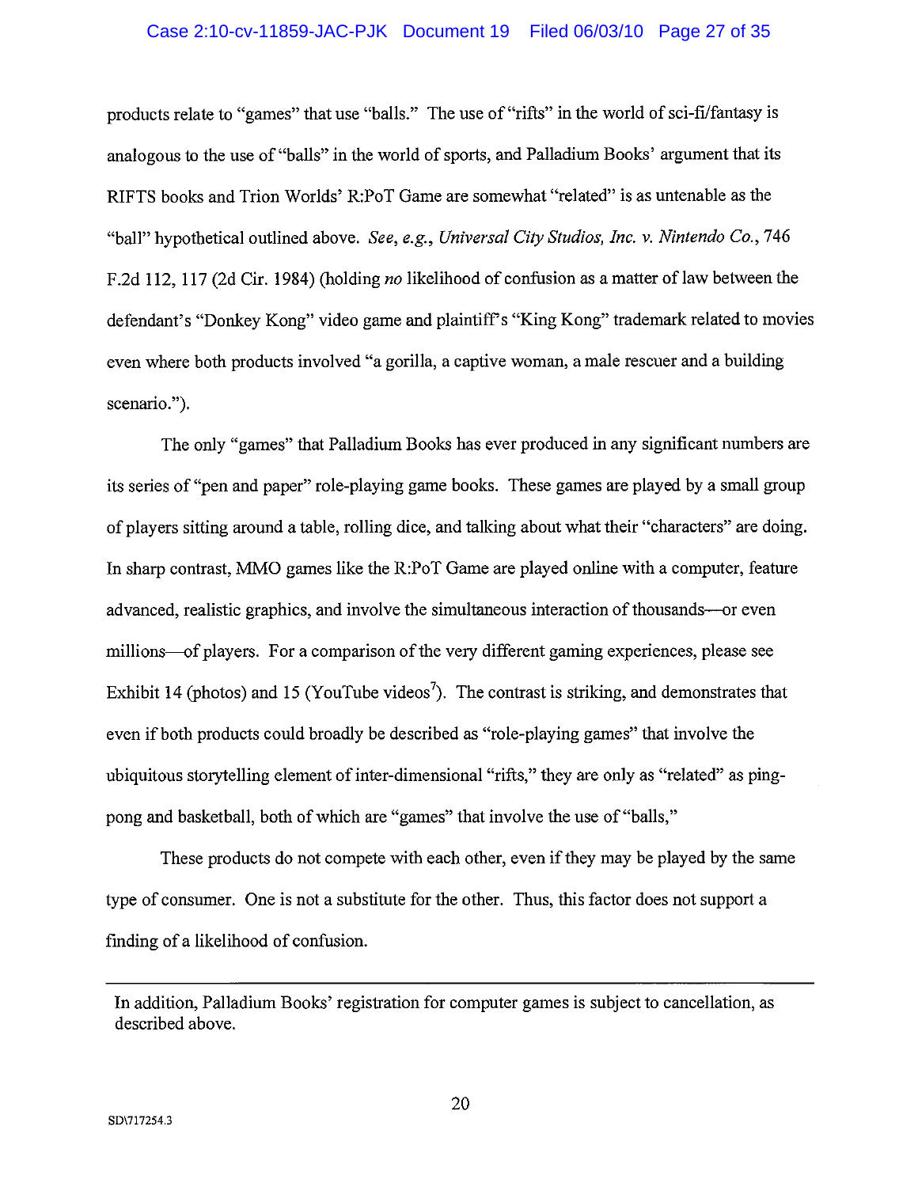products relate to "games" that use "balls." The use of "rifts" in the world of sci-fi/fantasy is analogous to the use of "balls" in the world of sports, and Palladium Books' argument that its RIFTS books and Trion Worlds' R:PoT Game are somewhat "related" is as untenable as the "ball" hypothetical outlined above. *See, e.g.*, *Universal City Studios, Inc. v. Nintendo Co.*, 746 F.2d 112, 117 (2d Cir. 1984) (holding *no* likelihood of confusion as a matter of law between the defendant's "Donkey Kong" video game and plaintiff's "King Kong" trademark related to movies even where both products involved "a gorilla, a captive woman, a male rescuer and a building scenario.").

The only "games" that Palladium Books has ever produced in any significant numbers are its series of "pen and paper" role-playing game books. These games are played by a small group of players sitting around a table, rolling dice, and talking about what their "characters" are doing. In sharp contrast, MMO games like the R:PoT Game are played online with a computer, feature advanced, realistic graphics, and involve the simultaneous interaction of thousands—or even millions—of players. For a comparison of the very different gaming experiences, please see Exhibit 14 (photos) and 15 (YouTube videos[7]). The contrast is striking, and demonstrates that even if both products could broadly be described as "role-playing games" that involve the ubiquitous storytelling element of inter-dimensional "rifts," they are only as "related" as ping-pong and basketball, both of which are "games" that involve the use of "balls,"

These products do not compete with each other, even if they may be played by the same type of consumer. One is not a substitute for the other. Thus, this factor does not support a finding of a likelihood of confusion.

---

In addition, Palladium Books' registration for computer games is subject to cancellation, as described above.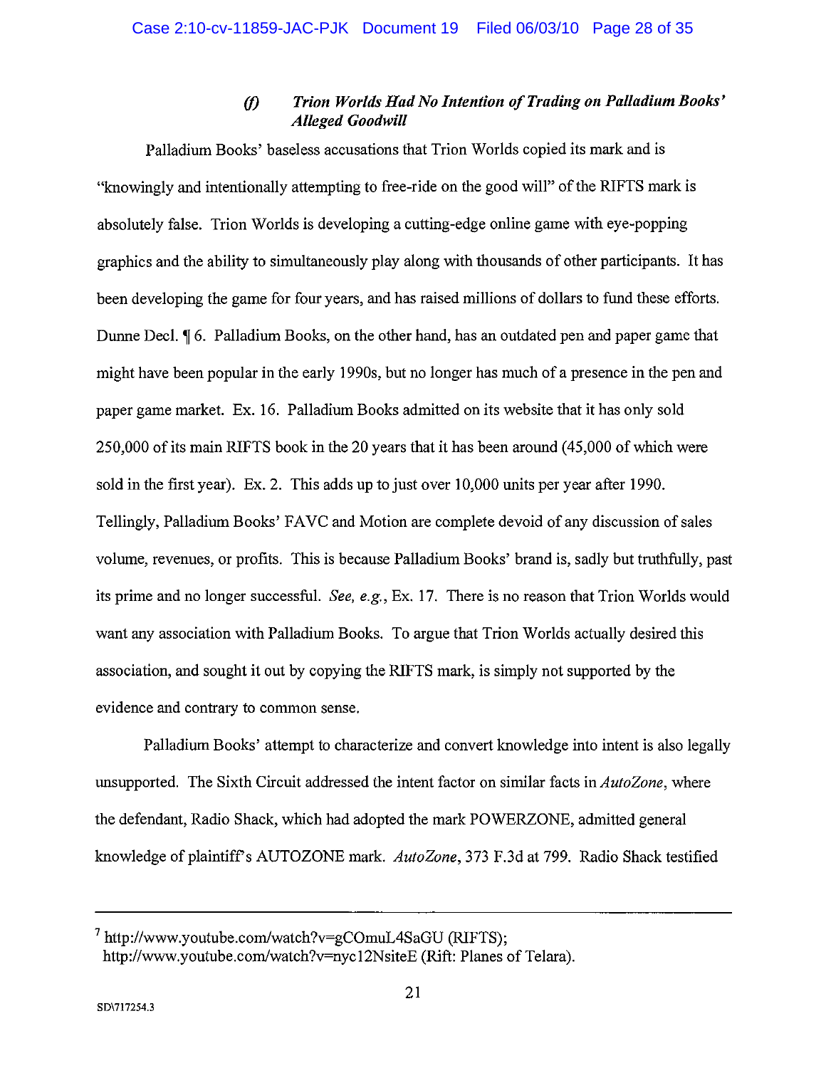#### (f) *Trion Worlds Had No Intention of Trading on Palladium Books' Alleged Goodwill*

Palladium Books' baseless accusations that Trion Worlds copied its mark and is "knowingly and intentionally attempting to free-ride on the good will" of the RIFTS mark is absolutely false. Trion Worlds is developing a cutting-edge online game with eye-popping graphics and the ability to simultaneously play along with thousands of other participants. It has been developing the game for four years, and has raised millions of dollars to fund these efforts. Dunne Decl. ¶ 6. Palladium Books, on the other hand, has an outdated pen and paper game that might have been popular in the early 1990s, but no longer has much of a presence in the pen and paper game market. Ex. 16. Palladium Books admitted on its website that it has only sold 250,000 of its main RIFTS book in the 20 years that it has been around (45,000 of which were sold in the first year). Ex. 2. This adds up to just over 10,000 units per year after 1990. Tellingly, Palladium Books' FAVC and Motion are complete devoid of any discussion of sales volume, revenues, or profits. This is because Palladium Books' brand is, sadly but truthfully, past its prime and no longer successful. *See, e.g.*, Ex. 17. There is no reason that Trion Worlds would want any association with Palladium Books. To argue that Trion Worlds actually desired this association, and sought it out by copying the RIFTS mark, is simply not supported by the evidence and contrary to common sense.

Palladium Books' attempt to characterize and convert knowledge into intent is also legally unsupported. The Sixth Circuit addressed the intent factor on similar facts in *AutoZone*, where the defendant, Radio Shack, which had adopted the mark POWERZONE, admitted general knowledge of plaintiff's AUTOZONE mark. *AutoZone*, 373 F.3d at 799. Radio Shack testified

---

[7] http://www.youtube.com/watch?v=gCOmuL4SaGU (RIFTS); http://www.youtube.com/watch?v=nyc12NsiteE (Rift: Planes of Telara).

SD\717254.3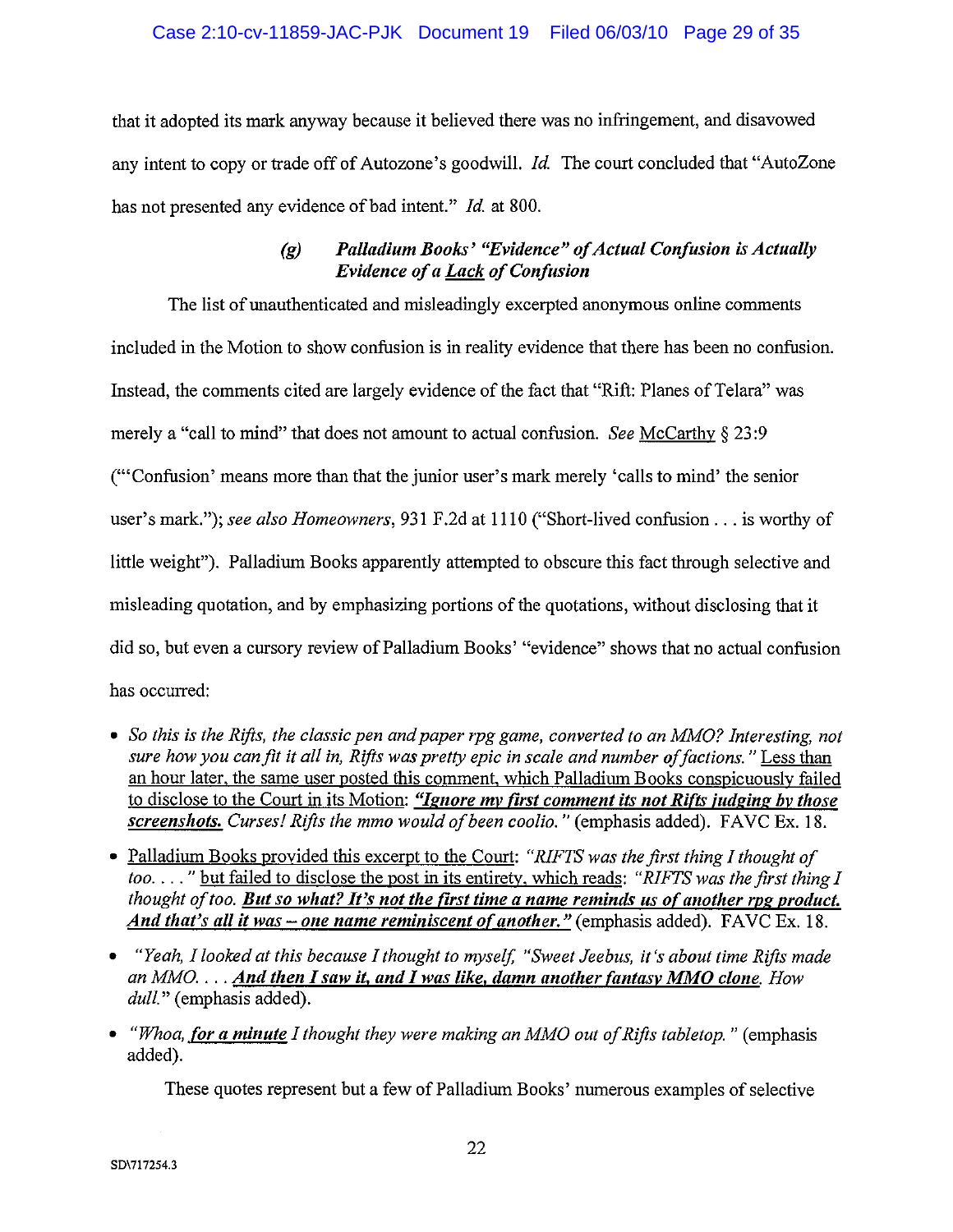that it adopted its mark anyway because it believed there was no infringement, and disavowed any intent to copy or trade off of Autozone's goodwill. *Id.* The court concluded that "AutoZone has not presented any evidence of bad intent." *Id.* at 800.

### *(g) Palladium Books' "Evidence" of Actual Confusion is Actually Evidence of a Lack of Confusion*

The list of unauthenticated and misleadingly excerpted anonymous online comments included in the Motion to show confusion is in reality evidence that there has been no confusion. Instead, the comments cited are largely evidence of the fact that "Rift: Planes of Telara" was merely a "call to mind" that does not amount to actual confusion. *See* McCarthy § 23:9 ("'Confusion' means more than that the junior user's mark merely 'calls to mind' the senior user's mark."); *see also Homeowners*, 931 F.2d at 1110 ("Short-lived confusion . . . is worthy of little weight"). Palladium Books apparently attempted to obscure this fact through selective and misleading quotation, and by emphasizing portions of the quotations, without disclosing that it did so, but even a cursory review of Palladium Books' "evidence" shows that no actual confusion has occurred:

- *So this is the Rifts, the classic pen and paper rpg game, converted to an MMO? Interesting, not sure how you can fit it all in, Rifts was pretty epic in scale and number of factions."* Less than an hour later, the same user posted this comment, which Palladium Books conspicuously failed to disclose to the Court in its Motion: ***"Ignore my first comment its not Rifts judging by those screenshots.*** *Curses! Rifts the mmo would of been coolio."* (emphasis added). FAVC Ex. 18.
- Palladium Books provided this excerpt to the Court: *"RIFTS was the first thing I thought of too. . . ."* but failed to disclose the post in its entirety, which reads: *"RIFTS was the first thing I thought of too.* ***But so what? It's not the first time a name reminds us of another rpg product. And that's all it was – one name reminiscent of another."*** (emphasis added). FAVC Ex. 18.
- *"Yeah, I looked at this because I thought to myself, "Sweet Jeebus, it's about time Rifts made an MMO. . . .* ***And then I saw it, and I was like, damn another fantasy MMO clone.*** *How dull."* (emphasis added).
- *"Whoa,* ***for a minute*** *I thought they were making an MMO out of Rifts tabletop."* (emphasis added).

These quotes represent but a few of Palladium Books' numerous examples of selective

SD\717254.3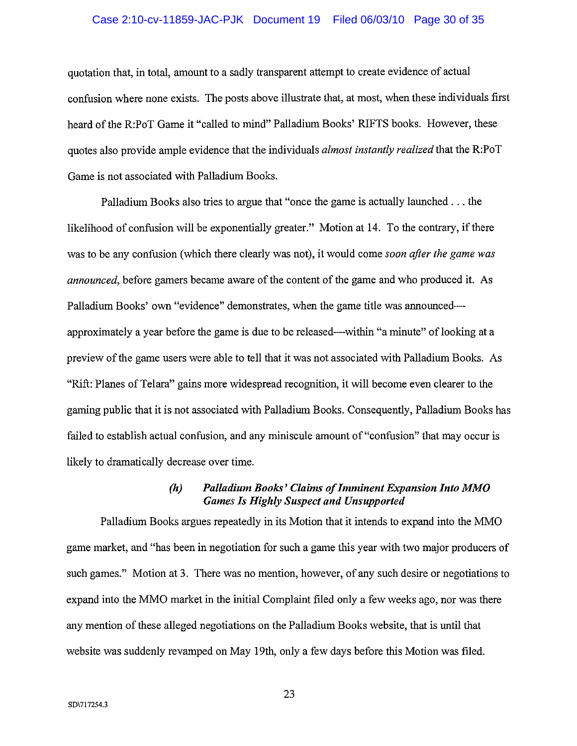quotation that, in total, amount to a sadly transparent attempt to create evidence of actual confusion where none exists. The posts above illustrate that, at most, when these individuals first heard of the R:PoT Game it "called to mind" Palladium Books' RIFTS books. However, these quotes also provide ample evidence that the individuals *almost instantly realized* that the R:PoT Game is not associated with Palladium Books.

Palladium Books also tries to argue that "once the game is actually launched . . . the likelihood of confusion will be exponentially greater." Motion at 14. To the contrary, if there was to be any confusion (which there clearly was not), it would come *soon after the game was announced*, before gamers became aware of the content of the game and who produced it. As Palladium Books' own "evidence" demonstrates, when the game title was announced—approximately a year before the game is due to be released—within "a minute" of looking at a preview of the game users were able to tell that it was not associated with Palladium Books. As "Rift: Planes of Telara" gains more widespread recognition, it will become even clearer to the gaming public that it is not associated with Palladium Books. Consequently, Palladium Books has failed to establish actual confusion, and any miniscule amount of "confusion" that may occur is likely to dramatically decrease over time.

#### *(h) Palladium Books' Claims of Imminent Expansion Into MMO Games Is Highly Suspect and Unsupported*

Palladium Books argues repeatedly in its Motion that it intends to expand into the MMO game market, and "has been in negotiation for such a game this year with two major producers of such games." Motion at 3. There was no mention, however, of any such desire or negotiations to expand into the MMO market in the initial Complaint filed only a few weeks ago, nor was there any mention of these alleged negotiations on the Palladium Books website, that is until that website was suddenly revamped on May 19th, only a few days before this Motion was filed.

SD\717254.3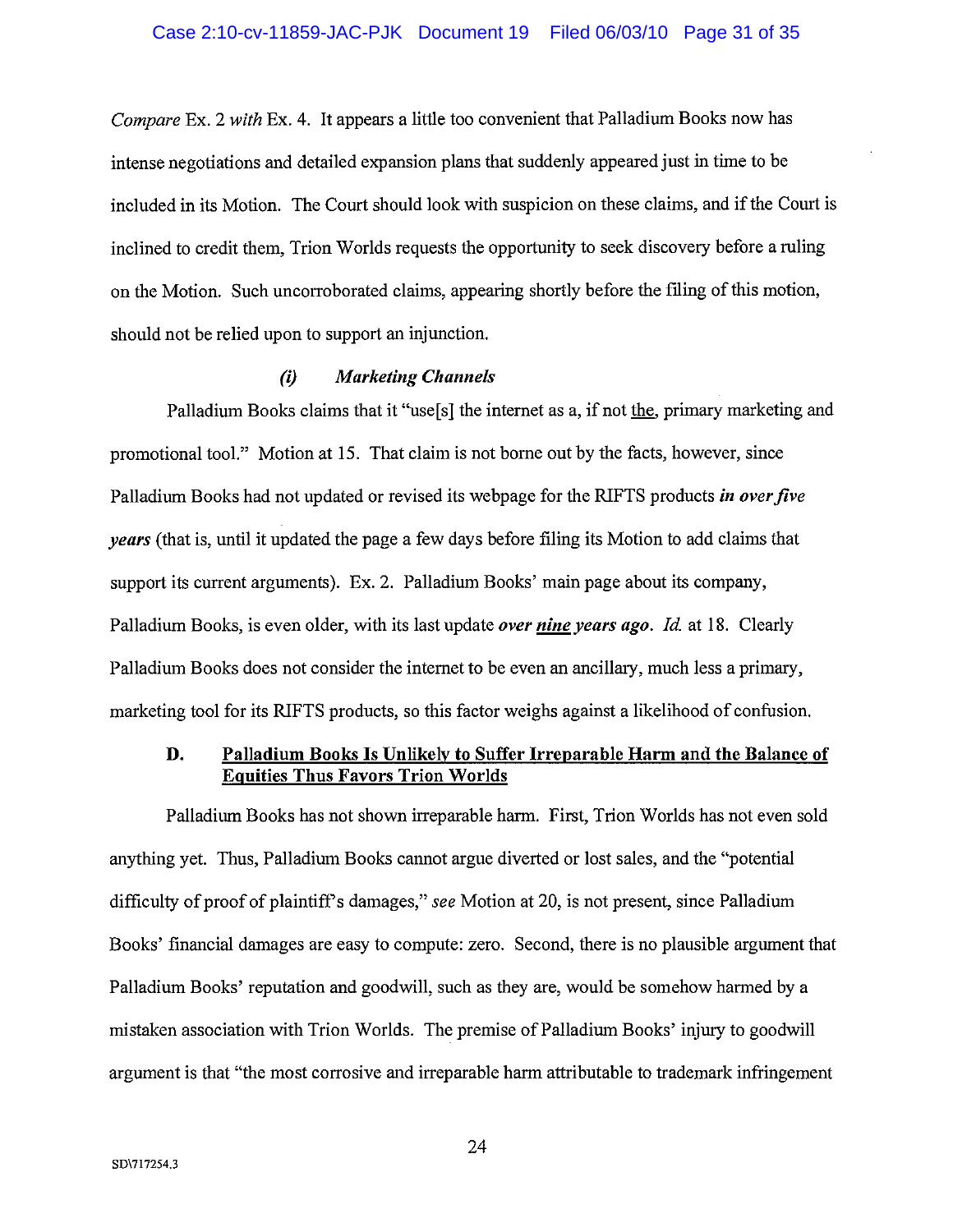*Compare* Ex. 2 *with* Ex. 4. It appears a little too convenient that Palladium Books now has intense negotiations and detailed expansion plans that suddenly appeared just in time to be included in its Motion. The Court should look with suspicion on these claims, and if the Court is inclined to credit them, Trion Worlds requests the opportunity to seek discovery before a ruling on the Motion. Such uncorroborated claims, appearing shortly before the filing of this motion, should not be relied upon to support an injunction.

#### *(i) Marketing Channels*

Palladium Books claims that it "use[s] the internet as a, if not <u>the</u>, primary marketing and promotional tool." Motion at 15. That claim is not borne out by the facts, however, since Palladium Books had not updated or revised its webpage for the RIFTS products ***in over five years*** (that is, until it updated the page a few days before filing its Motion to add claims that support its current arguments). Ex. 2. Palladium Books' main page about its company, Palladium Books, is even older, with its last update ***over <u>nine</u> years ago***. *Id.* at 18. Clearly Palladium Books does not consider the internet to be even an ancillary, much less a primary, marketing tool for its RIFTS products, so this factor weighs against a likelihood of confusion.

### D. <u>Palladium Books Is Unlikely to Suffer Irreparable Harm and the Balance of Equities Thus Favors Trion Worlds</u>

Palladium Books has not shown irreparable harm. First, Trion Worlds has not even sold anything yet. Thus, Palladium Books cannot argue diverted or lost sales, and the "potential difficulty of proof of plaintiff's damages," *see* Motion at 20, is not present, since Palladium Books' financial damages are easy to compute: zero. Second, there is no plausible argument that Palladium Books' reputation and goodwill, such as they are, would be somehow harmed by a mistaken association with Trion Worlds. The premise of Palladium Books' injury to goodwill argument is that "the most corrosive and irreparable harm attributable to trademark infringement

SD\717254.3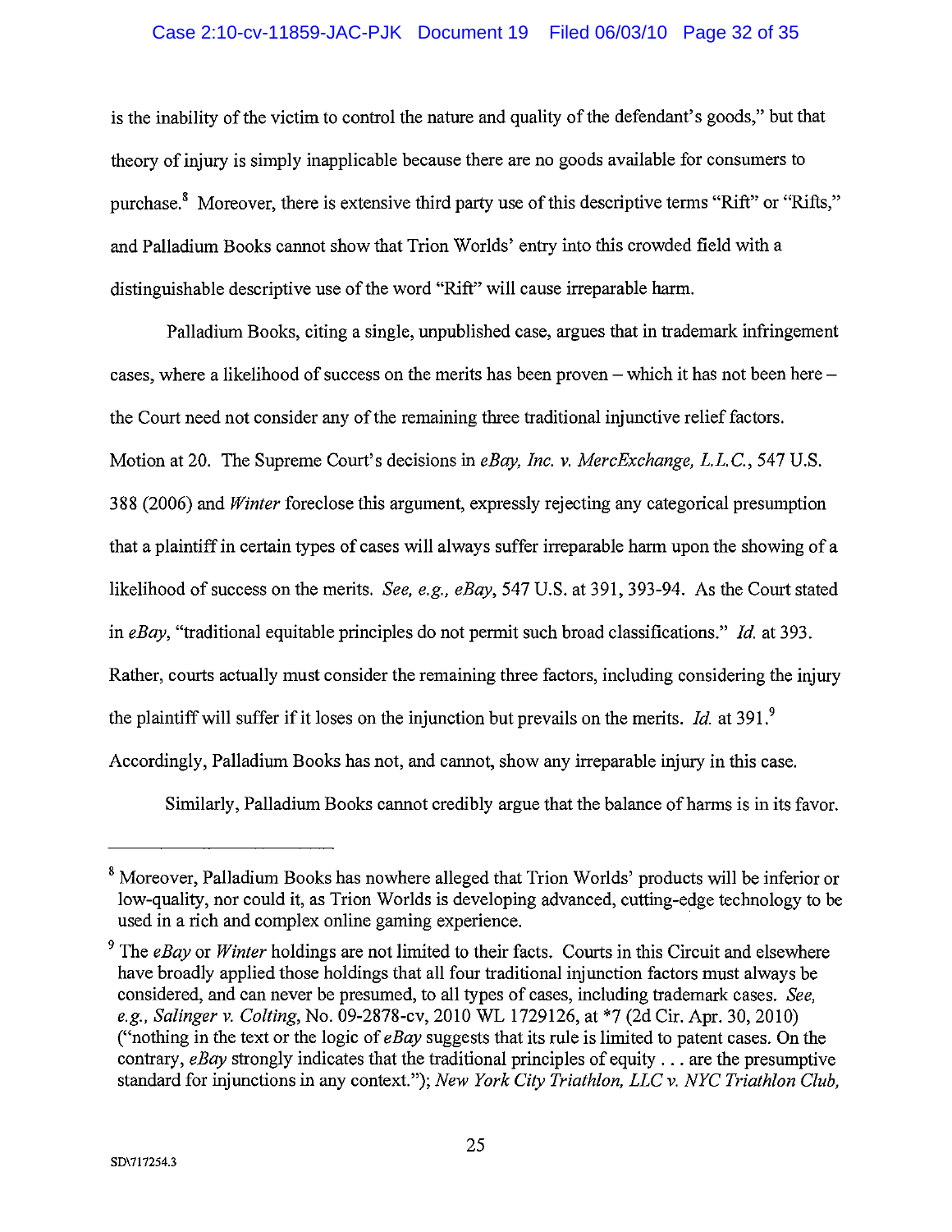is the inability of the victim to control the nature and quality of the defendant's goods," but that theory of injury is simply inapplicable because there are no goods available for consumers to purchase.[8] Moreover, there is extensive third party use of this descriptive terms "Rift" or "Rifts," and Palladium Books cannot show that Trion Worlds' entry into this crowded field with a distinguishable descriptive use of the word "Rift" will cause irreparable harm.

Palladium Books, citing a single, unpublished case, argues that in trademark infringement cases, where a likelihood of success on the merits has been proven – which it has not been here – the Court need not consider any of the remaining three traditional injunctive relief factors. Motion at 20. The Supreme Court's decisions in *eBay, Inc. v. MercExchange, L.L.C.*, 547 U.S. 388 (2006) and *Winter* foreclose this argument, expressly rejecting any categorical presumption that a plaintiff in certain types of cases will always suffer irreparable harm upon the showing of a likelihood of success on the merits. *See, e.g., eBay*, 547 U.S. at 391, 393-94. As the Court stated in *eBay*, "traditional equitable principles do not permit such broad classifications." *Id.* at 393. Rather, courts actually must consider the remaining three factors, including considering the injury the plaintiff will suffer if it loses on the injunction but prevails on the merits. *Id.* at 391.[9] Accordingly, Palladium Books has not, and cannot, show any irreparable injury in this case.

Similarly, Palladium Books cannot credibly argue that the balance of harms is in its favor.

---

[8] Moreover, Palladium Books has nowhere alleged that Trion Worlds' products will be inferior or low-quality, nor could it, as Trion Worlds is developing advanced, cutting-edge technology to be used in a rich and complex online gaming experience.

[9] The *eBay* or *Winter* holdings are not limited to their facts. Courts in this Circuit and elsewhere have broadly applied those holdings that all four traditional injunction factors must always be considered, and can never be presumed, to all types of cases, including trademark cases. *See, e.g., Salinger v. Colting*, No. 09-2878-cv, 2010 WL 1729126, at *7 (2d Cir. Apr. 30, 2010) ("nothing in the text or the logic of *eBay* suggests that its rule is limited to patent cases. On the contrary, *eBay* strongly indicates that the traditional principles of equity . . . are the presumptive standard for injunctions in any context."); *New York City Triathlon, LLC v. NYC Triathlon Club,*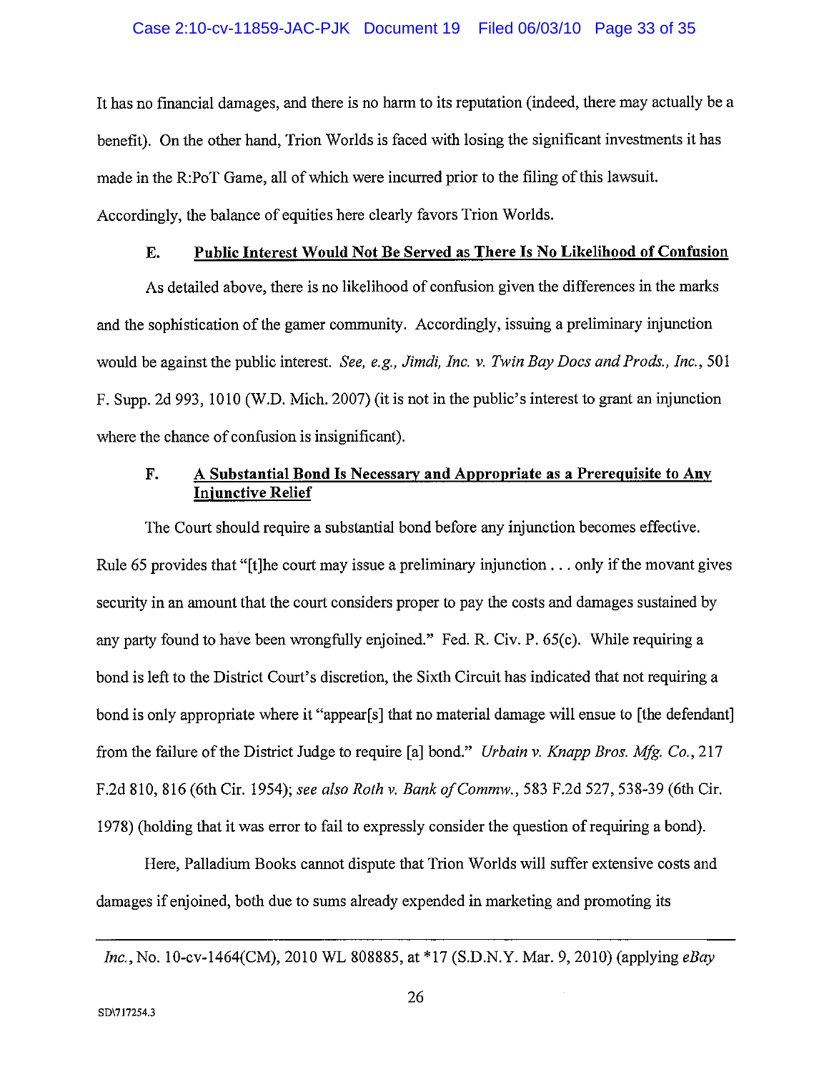It has no financial damages, and there is no harm to its reputation (indeed, there may actually be a benefit). On the other hand, Trion Worlds is faced with losing the significant investments it has made in the R:PoT Game, all of which were incurred prior to the filing of this lawsuit. Accordingly, the balance of equities here clearly favors Trion Worlds.

### E. Public Interest Would Not Be Served as There Is No Likelihood of Confusion

As detailed above, there is no likelihood of confusion given the differences in the marks and the sophistication of the gamer community. Accordingly, issuing a preliminary injunction would be against the public interest. *See, e.g., Jimdi, Inc. v. Twin Bay Docs and Prods., Inc.*, 501 F. Supp. 2d 993, 1010 (W.D. Mich. 2007) (it is not in the public's interest to grant an injunction where the chance of confusion is insignificant).

### F. A Substantial Bond Is Necessary and Appropriate as a Prerequisite to Any Injunctive Relief

The Court should require a substantial bond before any injunction becomes effective. Rule 65 provides that "[t]he court may issue a preliminary injunction . . . only if the movant gives security in an amount that the court considers proper to pay the costs and damages sustained by any party found to have been wrongfully enjoined." Fed. R. Civ. P. 65(c). While requiring a bond is left to the District Court's discretion, the Sixth Circuit has indicated that not requiring a bond is only appropriate where it "appear[s] that no material damage will ensue to [the defendant] from the failure of the District Judge to require [a] bond." *Urbain v. Knapp Bros. Mfg. Co.*, 217 F.2d 810, 816 (6th Cir. 1954); *see also Roth v. Bank of Commw.*, 583 F.2d 527, 538-39 (6th Cir. 1978) (holding that it was error to fail to expressly consider the question of requiring a bond).

Here, Palladium Books cannot dispute that Trion Worlds will suffer extensive costs and damages if enjoined, both due to sums already expended in marketing and promoting its

---

*Inc.*, No. 10-cv-1464(CM), 2010 WL 808885, at *17 (S.D.N.Y. Mar. 9, 2010) (applying *eBay*

SD\717254.3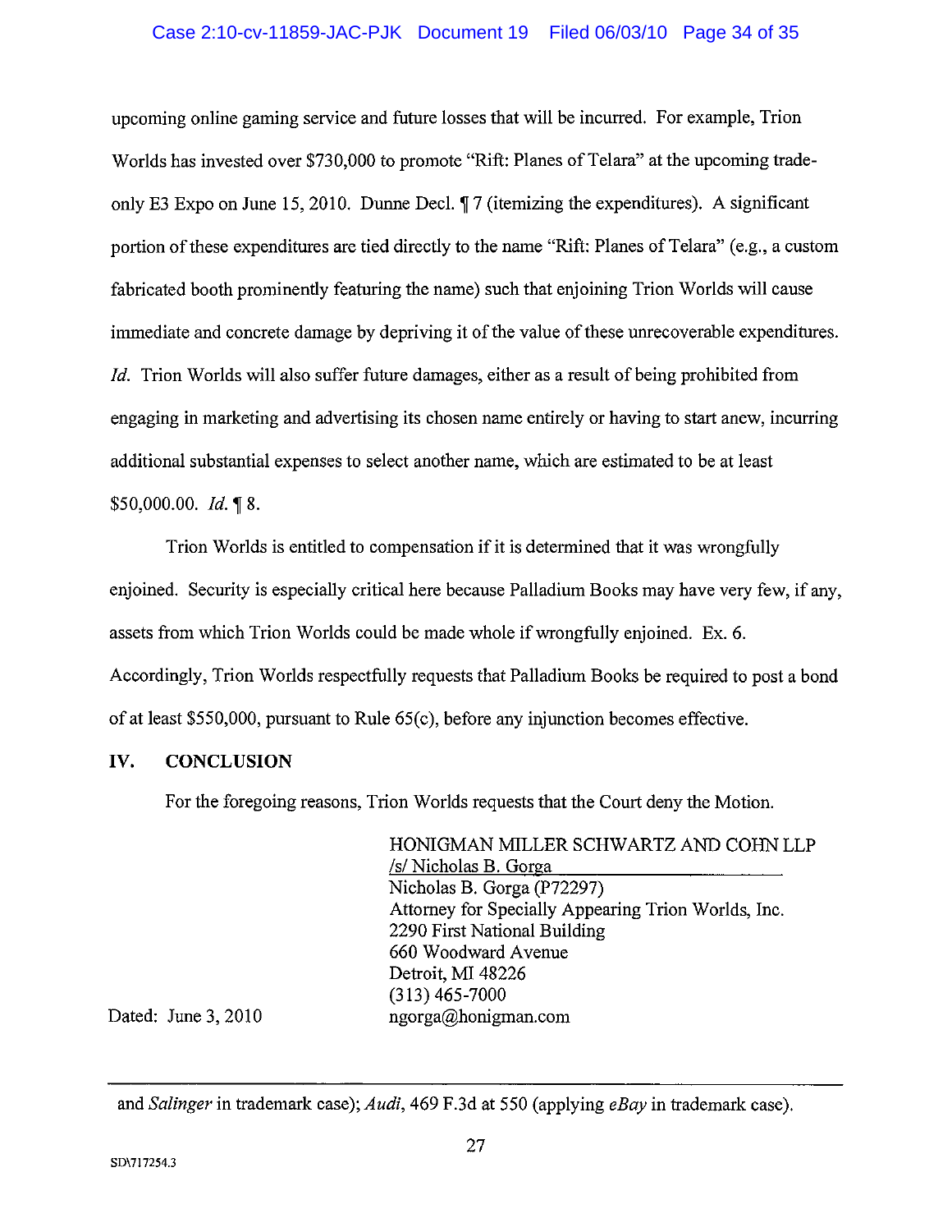upcoming online gaming service and future losses that will be incurred. For example, Trion Worlds has invested over $730,000 to promote "Rift: Planes of Telara" at the upcoming trade-only E3 Expo on June 15, 2010. Dunne Decl. ¶ 7 (itemizing the expenditures). A significant portion of these expenditures are tied directly to the name "Rift: Planes of Telara" (e.g., a custom fabricated booth prominently featuring the name) such that enjoining Trion Worlds will cause immediate and concrete damage by depriving it of the value of these unrecoverable expenditures. *Id.* Trion Worlds will also suffer future damages, either as a result of being prohibited from engaging in marketing and advertising its chosen name entirely or having to start anew, incurring additional substantial expenses to select another name, which are estimated to be at least $50,000.00. *Id.* ¶ 8.

Trion Worlds is entitled to compensation if it is determined that it was wrongfully enjoined. Security is especially critical here because Palladium Books may have very few, if any, assets from which Trion Worlds could be made whole if wrongfully enjoined. Ex. 6. Accordingly, Trion Worlds respectfully requests that Palladium Books be required to post a bond of at least $550,000, pursuant to Rule 65(c), before any injunction becomes effective.

## IV. CONCLUSION

For the foregoing reasons, Trion Worlds requests that the Court deny the Motion.

HONIGMAN MILLER SCHWARTZ AND COHN LLP
/s/ Nicholas B. Gorga
Nicholas B. Gorga (P72297)
Attorney for Specially Appearing Trion Worlds, Inc.
2290 First National Building
660 Woodward Avenue
Detroit, MI 48226
(313) 465-7000
ngorga@honigman.com

Dated: June 3, 2010

---

and *Salinger* in trademark case); *Audi*, 469 F.3d at 550 (applying *eBay* in trademark case).

SD\717254.3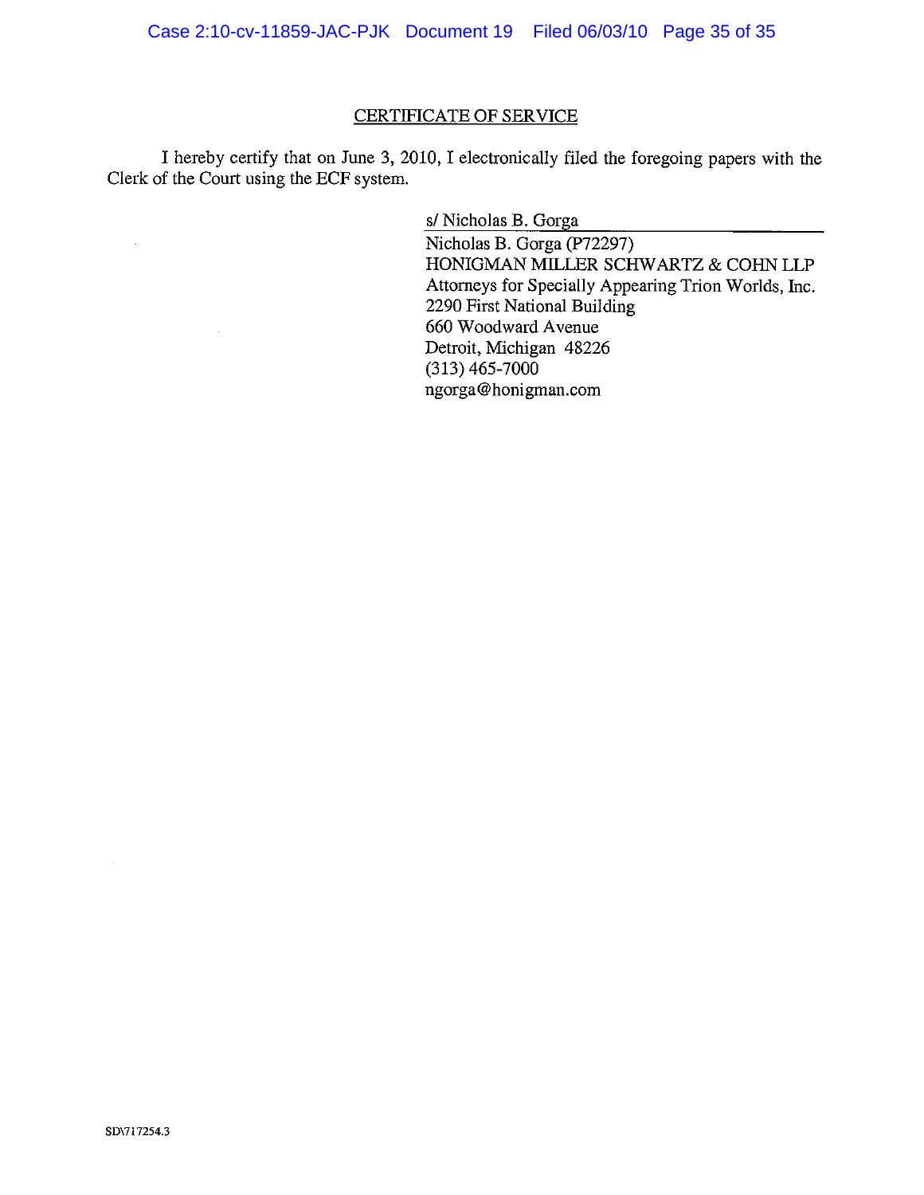## CERTIFICATE OF SERVICE

I hereby certify that on June 3, 2010, I electronically filed the foregoing papers with the Clerk of the Court using the ECF system.

s/ Nicholas B. Gorga
Nicholas B. Gorga (P72297)
HONIGMAN MILLER SCHWARTZ & COHN LLP
Attorneys for Specially Appearing Trion Worlds, Inc.
2290 First National Building
660 Woodward Avenue
Detroit, Michigan 48226
(313) 465-7000
ngorga@honigman.com

SD\717254.3